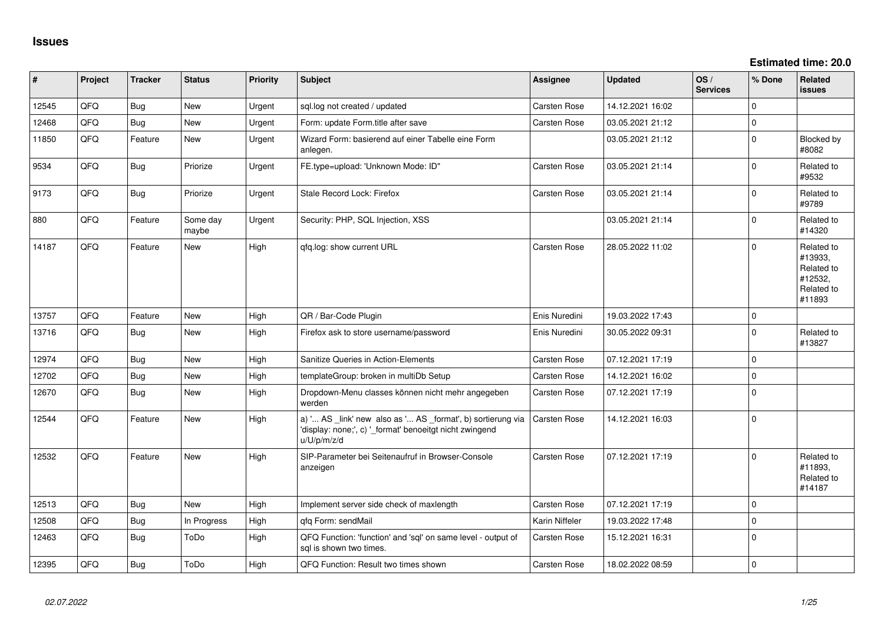# Issues

**Estimated time: 20.0**

| # | Project | Tracker | Status | Priority | Subject | Assignee | Updated | OS / Services | % Done | Related issues |
|---|---|---|---|---|---|---|---|---|---|---|
| 12545 | QFQ | Bug | New | Urgent | sql.log not created / updated | Carsten Rose | 14.12.2021 16:02 | | 0 | |
| 12468 | QFQ | Bug | New | Urgent | Form: update Form.title after save | Carsten Rose | 03.05.2021 21:12 | | 0 | |
| 11850 | QFQ | Feature | New | Urgent | Wizard Form: basierend auf einer Tabelle eine Form anlegen. | | 03.05.2021 21:12 | | 0 | Blocked by #8082 |
| 9534 | QFQ | Bug | Priorize | Urgent | FE.type=upload: 'Unknown Mode: ID" | Carsten Rose | 03.05.2021 21:14 | | 0 | Related to #9532 |
| 9173 | QFQ | Bug | Priorize | Urgent | Stale Record Lock: Firefox | Carsten Rose | 03.05.2021 21:14 | | 0 | Related to #9789 |
| 880 | QFQ | Feature | Some day maybe | Urgent | Security: PHP, SQL Injection, XSS | | 03.05.2021 21:14 | | 0 | Related to #14320 |
| 14187 | QFQ | Feature | New | High | qfq.log: show current URL | Carsten Rose | 28.05.2022 11:02 | | 0 | Related to #13933, Related to #12532, Related to #11893 |
| 13757 | QFQ | Feature | New | High | QR / Bar-Code Plugin | Enis Nuredini | 19.03.2022 17:43 | | 0 | |
| 13716 | QFQ | Bug | New | High | Firefox ask to store username/password | Enis Nuredini | 30.05.2022 09:31 | | 0 | Related to #13827 |
| 12974 | QFQ | Bug | New | High | Sanitize Queries in Action-Elements | Carsten Rose | 07.12.2021 17:19 | | 0 | |
| 12702 | QFQ | Bug | New | High | templateGroup: broken in multiDb Setup | Carsten Rose | 14.12.2021 16:02 | | 0 | |
| 12670 | QFQ | Bug | New | High | Dropdown-Menu classes können nicht mehr angegeben werden | Carsten Rose | 07.12.2021 17:19 | | 0 | |
| 12544 | QFQ | Feature | New | High | a) '... AS _link' new also as '... AS _format', b) sortierung via 'display: none;', c) '_format' benoeitgt nicht zwingend u/U/p/m/z/d | Carsten Rose | 14.12.2021 16:03 | | 0 | |
| 12532 | QFQ | Feature | New | High | SIP-Parameter bei Seitenaufruf in Browser-Console anzeigen | Carsten Rose | 07.12.2021 17:19 | | 0 | Related to #11893, Related to #14187 |
| 12513 | QFQ | Bug | New | High | Implement server side check of maxlength | Carsten Rose | 07.12.2021 17:19 | | 0 | |
| 12508 | QFQ | Bug | In Progress | High | qfq Form: sendMail | Karin Niffeler | 19.03.2022 17:48 | | 0 | |
| 12463 | QFQ | Bug | ToDo | High | QFQ Function: 'function' and 'sql' on same level - output of sql is shown two times. | Carsten Rose | 15.12.2021 16:31 | | 0 | |
| 12395 | QFQ | Bug | ToDo | High | QFQ Function: Result two times shown | Carsten Rose | 18.02.2022 08:59 | | 0 | |

*02.07.2022*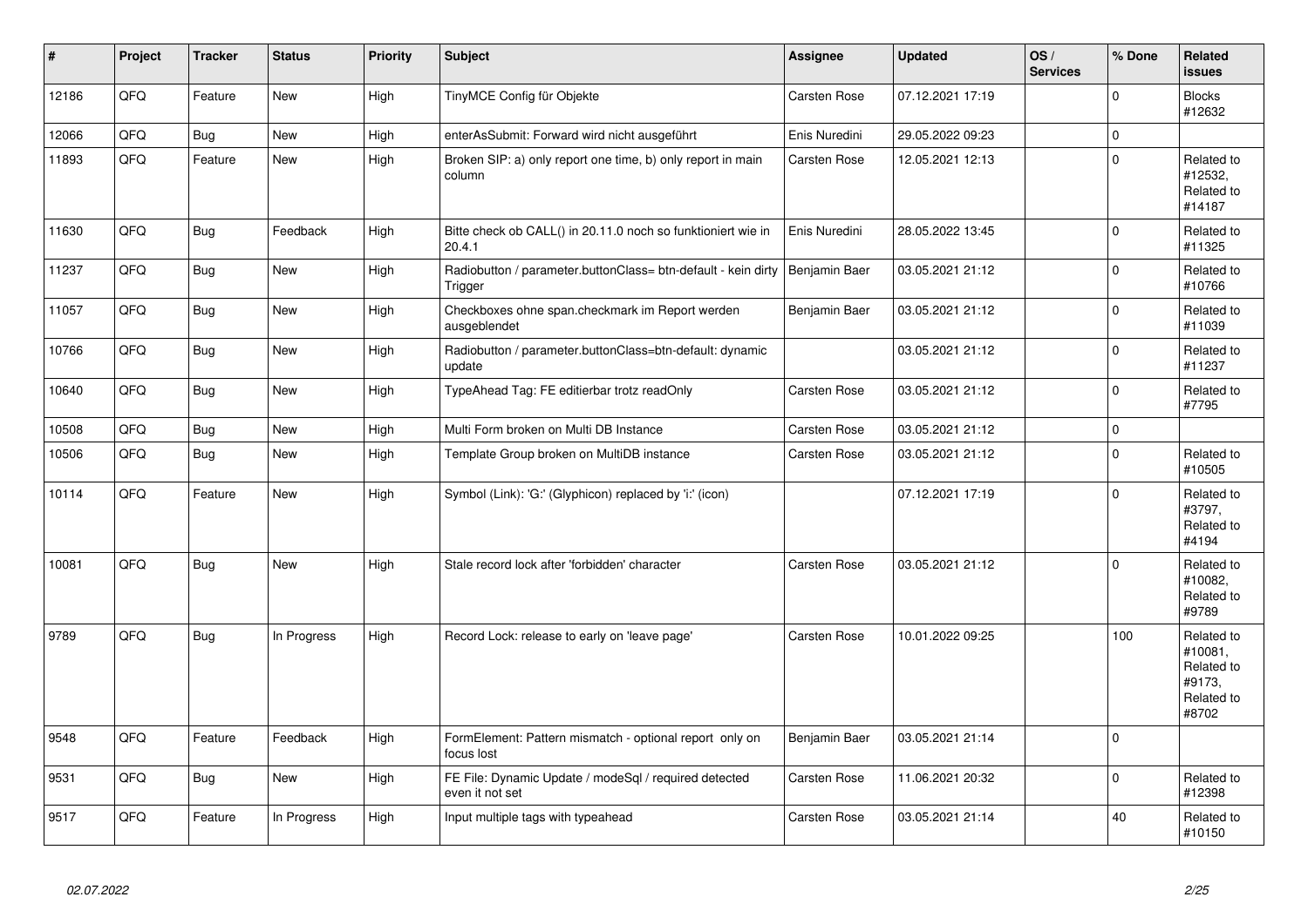| # | Project | Tracker | Status | Priority | Subject | Assignee | Updated | OS / Services | % Done | Related issues |
|---|---|---|---|---|---|---|---|---|---|---|
| 12186 | QFQ | Feature | New | High | TinyMCE Config für Objekte | Carsten Rose | 07.12.2021 17:19 | | 0 | Blocks #12632 |
| 12066 | QFQ | Bug | New | High | enterAsSubmit: Forward wird nicht ausgeführt | Enis Nuredini | 29.05.2022 09:23 | | 0 | |
| 11893 | QFQ | Feature | New | High | Broken SIP: a) only report one time, b) only report in main column | Carsten Rose | 12.05.2021 12:13 | | 0 | Related to #12532, Related to #14187 |
| 11630 | QFQ | Bug | Feedback | High | Bitte check ob CALL() in 20.11.0 noch so funktioniert wie in 20.4.1 | Enis Nuredini | 28.05.2022 13:45 | | 0 | Related to #11325 |
| 11237 | QFQ | Bug | New | High | Radiobutton / parameter.buttonClass= btn-default - kein dirty Trigger | Benjamin Baer | 03.05.2021 21:12 | | 0 | Related to #10766 |
| 11057 | QFQ | Bug | New | High | Checkboxes ohne span.checkmark im Report werden ausgeblendet | Benjamin Baer | 03.05.2021 21:12 | | 0 | Related to #11039 |
| 10766 | QFQ | Bug | New | High | Radiobutton / parameter.buttonClass=btn-default: dynamic update | | 03.05.2021 21:12 | | 0 | Related to #11237 |
| 10640 | QFQ | Bug | New | High | TypeAhead Tag: FE editierbar trotz readOnly | Carsten Rose | 03.05.2021 21:12 | | 0 | Related to #7795 |
| 10508 | QFQ | Bug | New | High | Multi Form broken on Multi DB Instance | Carsten Rose | 03.05.2021 21:12 | | 0 | |
| 10506 | QFQ | Bug | New | High | Template Group broken on MultiDB instance | Carsten Rose | 03.05.2021 21:12 | | 0 | Related to #10505 |
| 10114 | QFQ | Feature | New | High | Symbol (Link): 'G:' (Glyphicon) replaced by 'i:' (icon) | | 07.12.2021 17:19 | | 0 | Related to #3797, Related to #4194 |
| 10081 | QFQ | Bug | New | High | Stale record lock after 'forbidden' character | Carsten Rose | 03.05.2021 21:12 | | 0 | Related to #10082, Related to #9789 |
| 9789 | QFQ | Bug | In Progress | High | Record Lock: release to early on 'leave page' | Carsten Rose | 10.01.2022 09:25 | | 100 | Related to #10081, Related to #9173, Related to #8702 |
| 9548 | QFQ | Feature | Feedback | High | FormElement: Pattern mismatch - optional report only on focus lost | Benjamin Baer | 03.05.2021 21:14 | | 0 | |
| 9531 | QFQ | Bug | New | High | FE File: Dynamic Update / modeSql / required detected even it not set | Carsten Rose | 11.06.2021 20:32 | | 0 | Related to #12398 |
| 9517 | QFQ | Feature | In Progress | High | Input multiple tags with typeahead | Carsten Rose | 03.05.2021 21:14 | | 40 | Related to #10150 |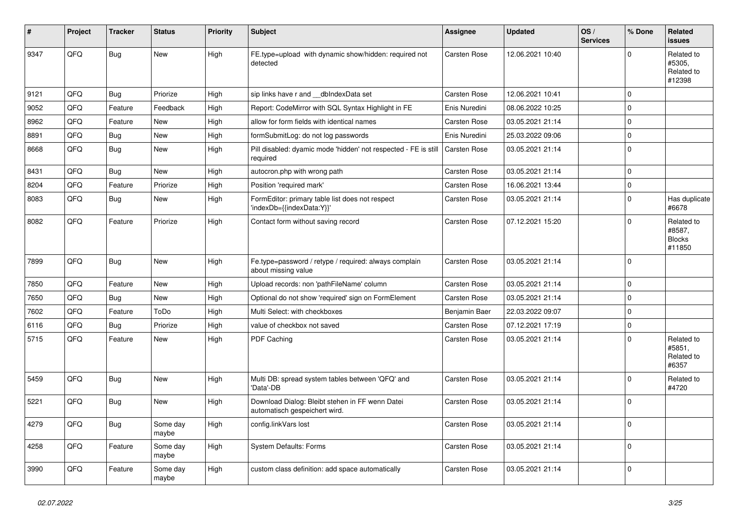| # | Project | Tracker | Status | Priority | Subject | Assignee | Updated | OS / Services | % Done | Related issues |
|---|---|---|---|---|---|---|---|---|---|---|
| 9347 | QFQ | Bug | New | High | FE.type=upload with dynamic show/hidden: required not detected | Carsten Rose | 12.06.2021 10:40 | | 0 | Related to #5305, Related to #12398 |
| 9121 | QFQ | Bug | Priorize | High | sip links have r and __dbIndexData set | Carsten Rose | 12.06.2021 10:41 | | 0 | |
| 9052 | QFQ | Feature | Feedback | High | Report: CodeMirror with SQL Syntax Highlight in FE | Enis Nuredini | 08.06.2022 10:25 | | 0 | |
| 8962 | QFQ | Feature | New | High | allow for form fields with identical names | Carsten Rose | 03.05.2021 21:14 | | 0 | |
| 8891 | QFQ | Bug | New | High | formSubmitLog: do not log passwords | Enis Nuredini | 25.03.2022 09:06 | | 0 | |
| 8668 | QFQ | Bug | New | High | Pill disabled: dyamic mode 'hidden' not respected - FE is still required | Carsten Rose | 03.05.2021 21:14 | | 0 | |
| 8431 | QFQ | Bug | New | High | autocron.php with wrong path | Carsten Rose | 03.05.2021 21:14 | | 0 | |
| 8204 | QFQ | Feature | Priorize | High | Position 'required mark' | Carsten Rose | 16.06.2021 13:44 | | 0 | |
| 8083 | QFQ | Bug | New | High | FormEditor: primary table list does not respect 'indexDb={{indexData:Y}}' | Carsten Rose | 03.05.2021 21:14 | | 0 | Has duplicate #6678 |
| 8082 | QFQ | Feature | Priorize | High | Contact form without saving record | Carsten Rose | 07.12.2021 15:20 | | 0 | Related to #8587, Blocks #11850 |
| 7899 | QFQ | Bug | New | High | Fe.type=password / retype / required: always complain about missing value | Carsten Rose | 03.05.2021 21:14 | | 0 | |
| 7850 | QFQ | Feature | New | High | Upload records: non 'pathFileName' column | Carsten Rose | 03.05.2021 21:14 | | 0 | |
| 7650 | QFQ | Bug | New | High | Optional do not show 'required' sign on FormElement | Carsten Rose | 03.05.2021 21:14 | | 0 | |
| 7602 | QFQ | Feature | ToDo | High | Multi Select: with checkboxes | Benjamin Baer | 22.03.2022 09:07 | | 0 | |
| 6116 | QFQ | Bug | Priorize | High | value of checkbox not saved | Carsten Rose | 07.12.2021 17:19 | | 0 | |
| 5715 | QFQ | Feature | New | High | PDF Caching | Carsten Rose | 03.05.2021 21:14 | | 0 | Related to #5851, Related to #6357 |
| 5459 | QFQ | Bug | New | High | Multi DB: spread system tables between 'QFQ' and 'Data'-DB | Carsten Rose | 03.05.2021 21:14 | | 0 | Related to #4720 |
| 5221 | QFQ | Bug | New | High | Download Dialog: Bleibt stehen in FF wenn Datei automatisch gespeichert wird. | Carsten Rose | 03.05.2021 21:14 | | 0 | |
| 4279 | QFQ | Bug | Some day maybe | High | config.linkVars lost | Carsten Rose | 03.05.2021 21:14 | | 0 | |
| 4258 | QFQ | Feature | Some day maybe | High | System Defaults: Forms | Carsten Rose | 03.05.2021 21:14 | | 0 | |
| 3990 | QFQ | Feature | Some day maybe | High | custom class definition: add space automatically | Carsten Rose | 03.05.2021 21:14 | | 0 | |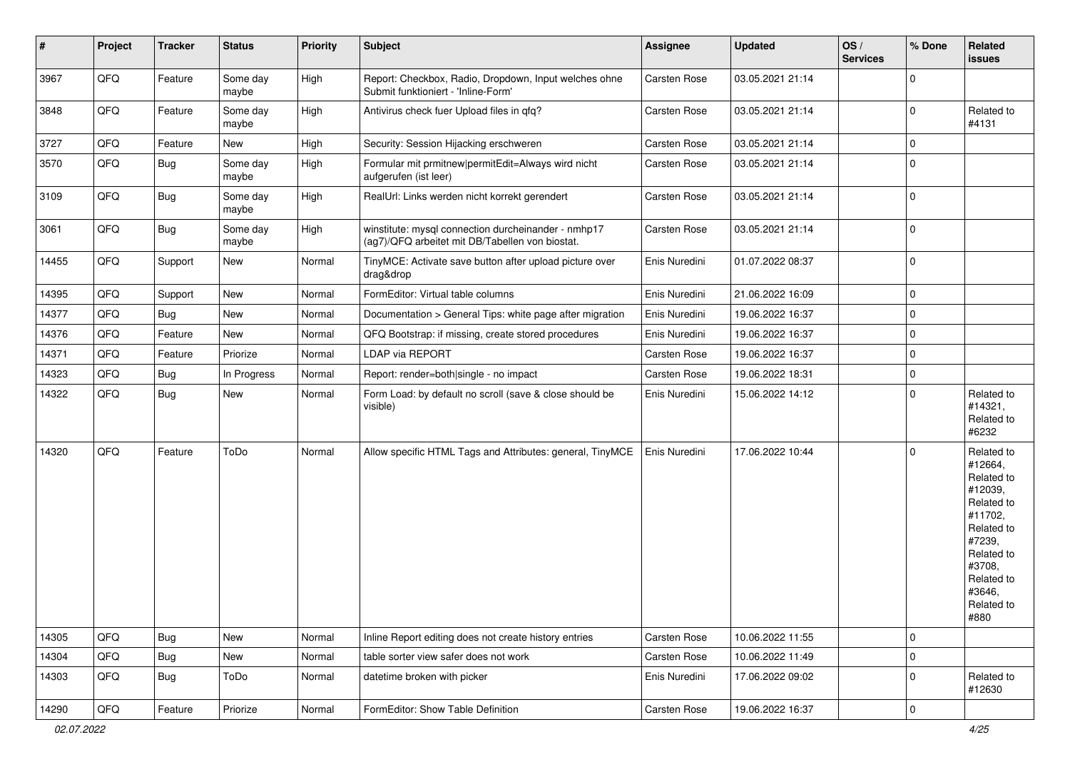| # | Project | Tracker | Status | Priority | Subject | Assignee | Updated | OS / Services | % Done | Related issues |
|---|---|---|---|---|---|---|---|---|---|---|
| 3967 | QFQ | Feature | Some day maybe | High | Report: Checkbox, Radio, Dropdown, Input welches ohne Submit funktioniert - 'Inline-Form' | Carsten Rose | 03.05.2021 21:14 | | 0 | |
| 3848 | QFQ | Feature | Some day maybe | High | Antivirus check fuer Upload files in qfq? | Carsten Rose | 03.05.2021 21:14 | | 0 | Related to #4131 |
| 3727 | QFQ | Feature | New | High | Security: Session Hijacking erschweren | Carsten Rose | 03.05.2021 21:14 | | 0 | |
| 3570 | QFQ | Bug | Some day maybe | High | Formular mit prmitnew\|permitEdit=Always wird nicht aufgerufen (ist leer) | Carsten Rose | 03.05.2021 21:14 | | 0 | |
| 3109 | QFQ | Bug | Some day maybe | High | RealUrl: Links werden nicht korrekt gerendert | Carsten Rose | 03.05.2021 21:14 | | 0 | |
| 3061 | QFQ | Bug | Some day maybe | High | winstitute: mysql connection durcheinander - nmhp17 (ag7)/QFQ arbeitet mit DB/Tabellen von biostat. | Carsten Rose | 03.05.2021 21:14 | | 0 | |
| 14455 | QFQ | Support | New | Normal | TinyMCE: Activate save button after upload picture over drag&drop | Enis Nuredini | 01.07.2022 08:37 | | 0 | |
| 14395 | QFQ | Support | New | Normal | FormEditor: Virtual table columns | Enis Nuredini | 21.06.2022 16:09 | | 0 | |
| 14377 | QFQ | Bug | New | Normal | Documentation > General Tips: white page after migration | Enis Nuredini | 19.06.2022 16:37 | | 0 | |
| 14376 | QFQ | Feature | New | Normal | QFQ Bootstrap: if missing, create stored procedures | Enis Nuredini | 19.06.2022 16:37 | | 0 | |
| 14371 | QFQ | Feature | Priorize | Normal | LDAP via REPORT | Carsten Rose | 19.06.2022 16:37 | | 0 | |
| 14323 | QFQ | Bug | In Progress | Normal | Report: render=both\|single - no impact | Carsten Rose | 19.06.2022 18:31 | | 0 | |
| 14322 | QFQ | Bug | New | Normal | Form Load: by default no scroll (save & close should be visible) | Enis Nuredini | 15.06.2022 14:12 | | 0 | Related to #14321, Related to #6232 |
| 14320 | QFQ | Feature | ToDo | Normal | Allow specific HTML Tags and Attributes: general, TinyMCE | Enis Nuredini | 17.06.2022 10:44 | | 0 | Related to #12664, Related to #12039, Related to #11702, Related to #7239, Related to #3708, Related to #3646, Related to #880 |
| 14305 | QFQ | Bug | New | Normal | Inline Report editing does not create history entries | Carsten Rose | 10.06.2022 11:55 | | 0 | |
| 14304 | QFQ | Bug | New | Normal | table sorter view safer does not work | Carsten Rose | 10.06.2022 11:49 | | 0 | |
| 14303 | QFQ | Bug | ToDo | Normal | datetime broken with picker | Enis Nuredini | 17.06.2022 09:02 | | 0 | Related to #12630 |
| 14290 | QFQ | Feature | Priorize | Normal | FormEditor: Show Table Definition | Carsten Rose | 19.06.2022 16:37 | | 0 | |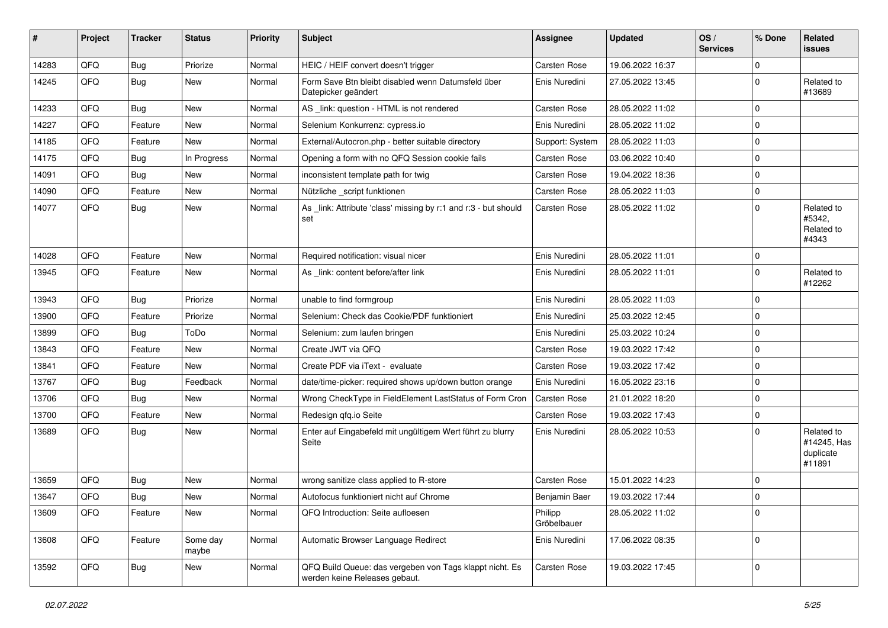| # | Project | Tracker | Status | Priority | Subject | Assignee | Updated | OS / Services | % Done | Related issues |
|---|---|---|---|---|---|---|---|---|---|---|
| 14283 | QFQ | Bug | Priorize | Normal | HEIC / HEIF convert doesn't trigger | Carsten Rose | 19.06.2022 16:37 | | 0 | |
| 14245 | QFQ | Bug | New | Normal | Form Save Btn bleibt disabled wenn Datumsfeld über Datepicker geändert | Enis Nuredini | 27.05.2022 13:45 | | 0 | Related to #13689 |
| 14233 | QFQ | Bug | New | Normal | AS _link: question - HTML is not rendered | Carsten Rose | 28.05.2022 11:02 | | 0 | |
| 14227 | QFQ | Feature | New | Normal | Selenium Konkurrenz: cypress.io | Enis Nuredini | 28.05.2022 11:02 | | 0 | |
| 14185 | QFQ | Feature | New | Normal | External/Autocron.php - better suitable directory | Support: System | 28.05.2022 11:03 | | 0 | |
| 14175 | QFQ | Bug | In Progress | Normal | Opening a form with no QFQ Session cookie fails | Carsten Rose | 03.06.2022 10:40 | | 0 | |
| 14091 | QFQ | Bug | New | Normal | inconsistent template path for twig | Carsten Rose | 19.04.2022 18:36 | | 0 | |
| 14090 | QFQ | Feature | New | Normal | Nützliche _script funktionen | Carsten Rose | 28.05.2022 11:03 | | 0 | |
| 14077 | QFQ | Bug | New | Normal | As _link: Attribute 'class' missing by r:1 and r:3 - but should set | Carsten Rose | 28.05.2022 11:02 | | 0 | Related to #5342, Related to #4343 |
| 14028 | QFQ | Feature | New | Normal | Required notification: visual nicer | Enis Nuredini | 28.05.2022 11:01 | | 0 | |
| 13945 | QFQ | Feature | New | Normal | As _link: content before/after link | Enis Nuredini | 28.05.2022 11:01 | | 0 | Related to #12262 |
| 13943 | QFQ | Bug | Priorize | Normal | unable to find formgroup | Enis Nuredini | 28.05.2022 11:03 | | 0 | |
| 13900 | QFQ | Feature | Priorize | Normal | Selenium: Check das Cookie/PDF funktioniert | Enis Nuredini | 25.03.2022 12:45 | | 0 | |
| 13899 | QFQ | Bug | ToDo | Normal | Selenium: zum laufen bringen | Enis Nuredini | 25.03.2022 10:24 | | 0 | |
| 13843 | QFQ | Feature | New | Normal | Create JWT via QFQ | Carsten Rose | 19.03.2022 17:42 | | 0 | |
| 13841 | QFQ | Feature | New | Normal | Create PDF via iText - evaluate | Carsten Rose | 19.03.2022 17:42 | | 0 | |
| 13767 | QFQ | Bug | Feedback | Normal | date/time-picker: required shows up/down button orange | Enis Nuredini | 16.05.2022 23:16 | | 0 | |
| 13706 | QFQ | Bug | New | Normal | Wrong CheckType in FieldElement LastStatus of Form Cron | Carsten Rose | 21.01.2022 18:20 | | 0 | |
| 13700 | QFQ | Feature | New | Normal | Redesign qfq.io Seite | Carsten Rose | 19.03.2022 17:43 | | 0 | |
| 13689 | QFQ | Bug | New | Normal | Enter auf Eingabefeld mit ungültigem Wert führt zu blurry Seite | Enis Nuredini | 28.05.2022 10:53 | | 0 | Related to #14245, Has duplicate #11891 |
| 13659 | QFQ | Bug | New | Normal | wrong sanitize class applied to R-store | Carsten Rose | 15.01.2022 14:23 | | 0 | |
| 13647 | QFQ | Bug | New | Normal | Autofocus funktioniert nicht auf Chrome | Benjamin Baer | 19.03.2022 17:44 | | 0 | |
| 13609 | QFQ | Feature | New | Normal | QFQ Introduction: Seite aufloesen | Philipp Gröbelbauer | 28.05.2022 11:02 | | 0 | |
| 13608 | QFQ | Feature | Some day maybe | Normal | Automatic Browser Language Redirect | Enis Nuredini | 17.06.2022 08:35 | | 0 | |
| 13592 | QFQ | Bug | New | Normal | QFQ Build Queue: das vergeben von Tags klappt nicht. Es werden keine Releases gebaut. | Carsten Rose | 19.03.2022 17:45 | | 0 | |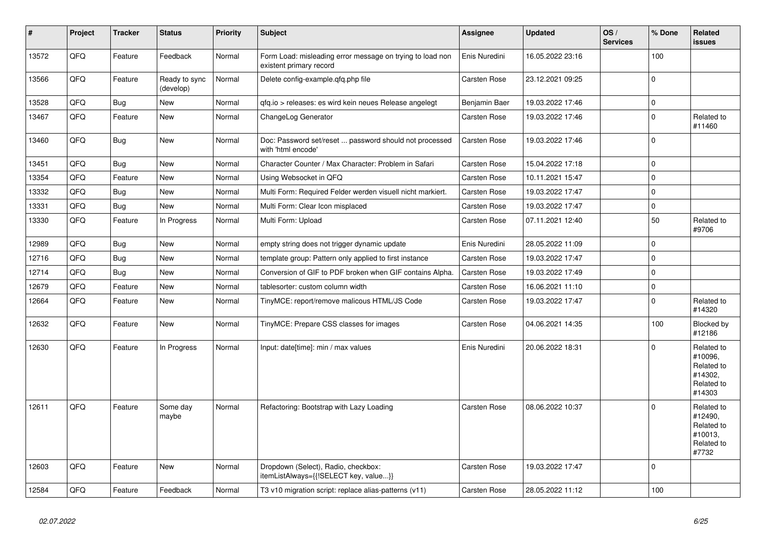| # | Project | Tracker | Status | Priority | Subject | Assignee | Updated | OS / Services | % Done | Related issues |
|---|---|---|---|---|---|---|---|---|---|---|
| 13572 | QFQ | Feature | Feedback | Normal | Form Load: misleading error message on trying to load non existent primary record | Enis Nuredini | 16.05.2022 23:16 | | 100 | |
| 13566 | QFQ | Feature | Ready to sync (develop) | Normal | Delete config-example.qfq.php file | Carsten Rose | 23.12.2021 09:25 | | 0 | |
| 13528 | QFQ | Bug | New | Normal | qfq.io > releases: es wird kein neues Release angelegt | Benjamin Baer | 19.03.2022 17:46 | | 0 | |
| 13467 | QFQ | Feature | New | Normal | ChangeLog Generator | Carsten Rose | 19.03.2022 17:46 | | 0 | Related to #11460 |
| 13460 | QFQ | Bug | New | Normal | Doc: Password set/reset ... password should not processed with 'html encode' | Carsten Rose | 19.03.2022 17:46 | | 0 | |
| 13451 | QFQ | Bug | New | Normal | Character Counter / Max Character: Problem in Safari | Carsten Rose | 15.04.2022 17:18 | | 0 | |
| 13354 | QFQ | Feature | New | Normal | Using Websocket in QFQ | Carsten Rose | 10.11.2021 15:47 | | 0 | |
| 13332 | QFQ | Bug | New | Normal | Multi Form: Required Felder werden visuell nicht markiert. | Carsten Rose | 19.03.2022 17:47 | | 0 | |
| 13331 | QFQ | Bug | New | Normal | Multi Form: Clear Icon misplaced | Carsten Rose | 19.03.2022 17:47 | | 0 | |
| 13330 | QFQ | Feature | In Progress | Normal | Multi Form: Upload | Carsten Rose | 07.11.2021 12:40 | | 50 | Related to #9706 |
| 12989 | QFQ | Bug | New | Normal | empty string does not trigger dynamic update | Enis Nuredini | 28.05.2022 11:09 | | 0 | |
| 12716 | QFQ | Bug | New | Normal | template group: Pattern only applied to first instance | Carsten Rose | 19.03.2022 17:47 | | 0 | |
| 12714 | QFQ | Bug | New | Normal | Conversion of GIF to PDF broken when GIF contains Alpha. | Carsten Rose | 19.03.2022 17:49 | | 0 | |
| 12679 | QFQ | Feature | New | Normal | tablesorter: custom column width | Carsten Rose | 16.06.2021 11:10 | | 0 | |
| 12664 | QFQ | Feature | New | Normal | TinyMCE: report/remove malicous HTML/JS Code | Carsten Rose | 19.03.2022 17:47 | | 0 | Related to #14320 |
| 12632 | QFQ | Feature | New | Normal | TinyMCE: Prepare CSS classes for images | Carsten Rose | 04.06.2021 14:35 | | 100 | Blocked by #12186 |
| 12630 | QFQ | Feature | In Progress | Normal | Input: date[time]: min / max values | Enis Nuredini | 20.06.2022 18:31 | | 0 | Related to #10096, Related to #14302, Related to #14303 |
| 12611 | QFQ | Feature | Some day maybe | Normal | Refactoring: Bootstrap with Lazy Loading | Carsten Rose | 08.06.2022 10:37 | | 0 | Related to #12490, Related to #10013, Related to #7732 |
| 12603 | QFQ | Feature | New | Normal | Dropdown (Select), Radio, checkbox: itemListAlways={{!SELECT key, value...}} | Carsten Rose | 19.03.2022 17:47 | | 0 | |
| 12584 | QFQ | Feature | Feedback | Normal | T3 v10 migration script: replace alias-patterns (v11) | Carsten Rose | 28.05.2022 11:12 | | 100 | |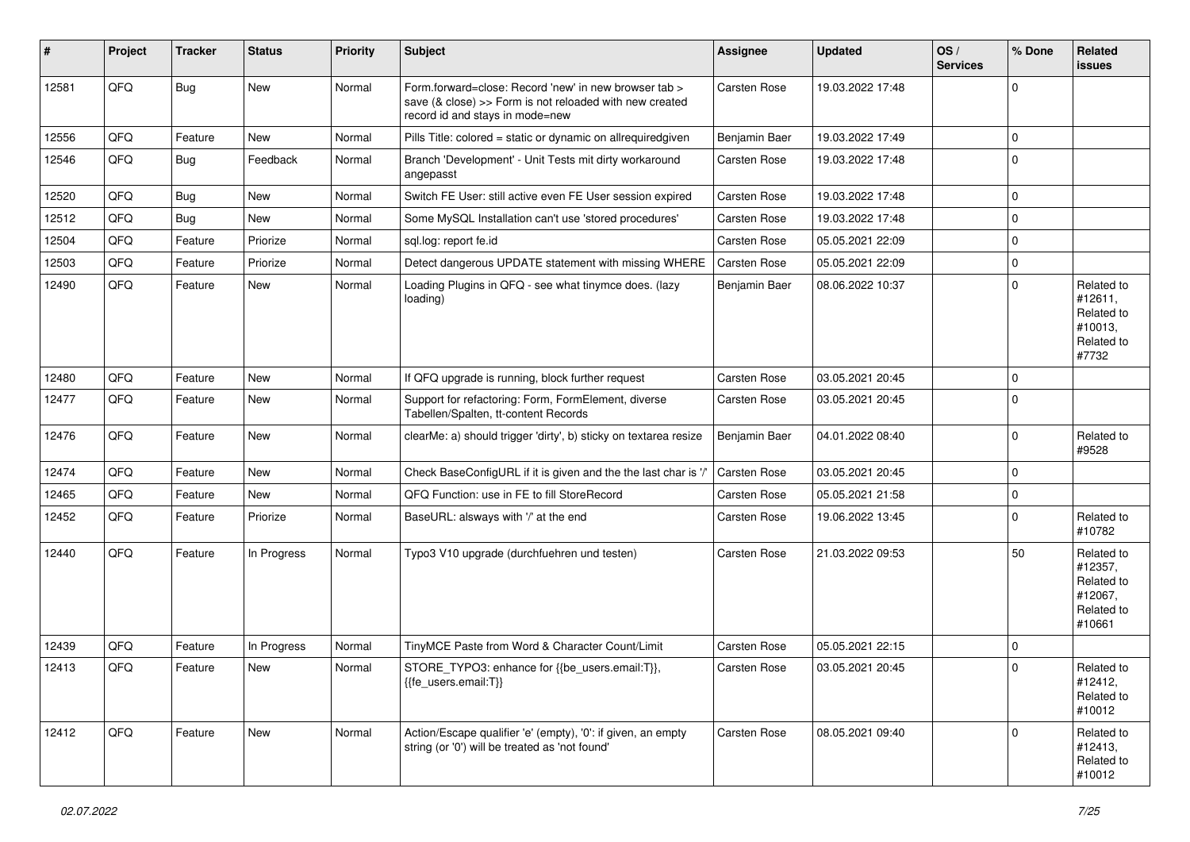| # | Project | Tracker | Status | Priority | Subject | Assignee | Updated | OS / Services | % Done | Related issues |
|---|---|---|---|---|---|---|---|---|---|---|
| 12581 | QFQ | Bug | New | Normal | Form.forward=close: Record 'new' in new browser tab > save (& close) >> Form is not reloaded with new created record id and stays in mode=new | Carsten Rose | 19.03.2022 17:48 | | 0 | |
| 12556 | QFQ | Feature | New | Normal | Pills Title: colored = static or dynamic on allrequiredgiven | Benjamin Baer | 19.03.2022 17:49 | | 0 | |
| 12546 | QFQ | Bug | Feedback | Normal | Branch 'Development' - Unit Tests mit dirty workaround angepasst | Carsten Rose | 19.03.2022 17:48 | | 0 | |
| 12520 | QFQ | Bug | New | Normal | Switch FE User: still active even FE User session expired | Carsten Rose | 19.03.2022 17:48 | | 0 | |
| 12512 | QFQ | Bug | New | Normal | Some MySQL Installation can't use 'stored procedures' | Carsten Rose | 19.03.2022 17:48 | | 0 | |
| 12504 | QFQ | Feature | Priorize | Normal | sql.log: report fe.id | Carsten Rose | 05.05.2021 22:09 | | 0 | |
| 12503 | QFQ | Feature | Priorize | Normal | Detect dangerous UPDATE statement with missing WHERE | Carsten Rose | 05.05.2021 22:09 | | 0 | |
| 12490 | QFQ | Feature | New | Normal | Loading Plugins in QFQ - see what tinymce does. (lazy loading) | Benjamin Baer | 08.06.2022 10:37 | | 0 | Related to #12611, Related to #10013, Related to #7732 |
| 12480 | QFQ | Feature | New | Normal | If QFQ upgrade is running, block further request | Carsten Rose | 03.05.2021 20:45 | | 0 | |
| 12477 | QFQ | Feature | New | Normal | Support for refactoring: Form, FormElement, diverse Tabellen/Spalten, tt-content Records | Carsten Rose | 03.05.2021 20:45 | | 0 | |
| 12476 | QFQ | Feature | New | Normal | clearMe: a) should trigger 'dirty', b) sticky on textarea resize | Benjamin Baer | 04.01.2022 08:40 | | 0 | Related to #9528 |
| 12474 | QFQ | Feature | New | Normal | Check BaseConfigURL if it is given and the the last char is '/' | Carsten Rose | 03.05.2021 20:45 | | 0 | |
| 12465 | QFQ | Feature | New | Normal | QFQ Function: use in FE to fill StoreRecord | Carsten Rose | 05.05.2021 21:58 | | 0 | |
| 12452 | QFQ | Feature | Priorize | Normal | BaseURL: alsways with '/' at the end | Carsten Rose | 19.06.2022 13:45 | | 0 | Related to #10782 |
| 12440 | QFQ | Feature | In Progress | Normal | Typo3 V10 upgrade (durchfuehren und testen) | Carsten Rose | 21.03.2022 09:53 | | 50 | Related to #12357, Related to #12067, Related to #10661 |
| 12439 | QFQ | Feature | In Progress | Normal | TinyMCE Paste from Word & Character Count/Limit | Carsten Rose | 05.05.2021 22:15 | | 0 | |
| 12413 | QFQ | Feature | New | Normal | STORE_TYPO3: enhance for {{be_users.email:T}}, {{fe_users.email:T}} | Carsten Rose | 03.05.2021 20:45 | | 0 | Related to #12412, Related to #10012 |
| 12412 | QFQ | Feature | New | Normal | Action/Escape qualifier 'e' (empty), '0': if given, an empty string (or '0') will be treated as 'not found' | Carsten Rose | 08.05.2021 09:40 | | 0 | Related to #12413, Related to #10012 |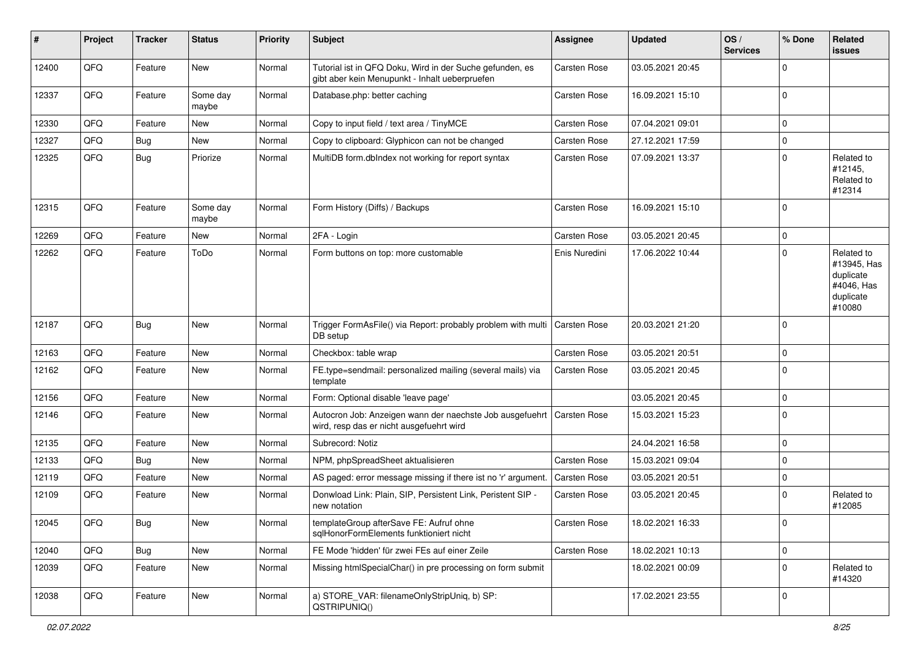| # | Project | Tracker | Status | Priority | Subject | Assignee | Updated | OS / Services | % Done | Related issues |
|---|---|---|---|---|---|---|---|---|---|---|
| 12400 | QFQ | Feature | New | Normal | Tutorial ist in QFQ Doku, Wird in der Suche gefunden, es gibt aber kein Menupunkt - Inhalt ueberpruefen | Carsten Rose | 03.05.2021 20:45 | | 0 | |
| 12337 | QFQ | Feature | Some day maybe | Normal | Database.php: better caching | Carsten Rose | 16.09.2021 15:10 | | 0 | |
| 12330 | QFQ | Feature | New | Normal | Copy to input field / text area / TinyMCE | Carsten Rose | 07.04.2021 09:01 | | 0 | |
| 12327 | QFQ | Bug | New | Normal | Copy to clipboard: Glyphicon can not be changed | Carsten Rose | 27.12.2021 17:59 | | 0 | |
| 12325 | QFQ | Bug | Priorize | Normal | MultiDB form.dbIndex not working for report syntax | Carsten Rose | 07.09.2021 13:37 | | 0 | Related to #12145, Related to #12314 |
| 12315 | QFQ | Feature | Some day maybe | Normal | Form History (Diffs) / Backups | Carsten Rose | 16.09.2021 15:10 | | 0 | |
| 12269 | QFQ | Feature | New | Normal | 2FA - Login | Carsten Rose | 03.05.2021 20:45 | | 0 | |
| 12262 | QFQ | Feature | ToDo | Normal | Form buttons on top: more customable | Enis Nuredini | 17.06.2022 10:44 | | 0 | Related to #13945, Has duplicate #4046, Has duplicate #10080 |
| 12187 | QFQ | Bug | New | Normal | Trigger FormAsFile() via Report: probably problem with multi DB setup | Carsten Rose | 20.03.2021 21:20 | | 0 | |
| 12163 | QFQ | Feature | New | Normal | Checkbox: table wrap | Carsten Rose | 03.05.2021 20:51 | | 0 | |
| 12162 | QFQ | Feature | New | Normal | FE.type=sendmail: personalized mailing (several mails) via template | Carsten Rose | 03.05.2021 20:45 | | 0 | |
| 12156 | QFQ | Feature | New | Normal | Form: Optional disable 'leave page' | | 03.05.2021 20:45 | | 0 | |
| 12146 | QFQ | Feature | New | Normal | Autocron Job: Anzeigen wann der naechste Job ausgefuehrt wird, resp das er nicht ausgefuehrt wird | Carsten Rose | 15.03.2021 15:23 | | 0 | |
| 12135 | QFQ | Feature | New | Normal | Subrecord: Notiz | | 24.04.2021 16:58 | | 0 | |
| 12133 | QFQ | Bug | New | Normal | NPM, phpSpreadSheet aktualisieren | Carsten Rose | 15.03.2021 09:04 | | 0 | |
| 12119 | QFQ | Feature | New | Normal | AS paged: error message missing if there ist no 'r' argument. | Carsten Rose | 03.05.2021 20:51 | | 0 | |
| 12109 | QFQ | Feature | New | Normal | Donwload Link: Plain, SIP, Persistent Link, Peristent SIP - new notation | Carsten Rose | 03.05.2021 20:45 | | 0 | Related to #12085 |
| 12045 | QFQ | Bug | New | Normal | templateGroup afterSave FE: Aufruf ohne sqlHonorFormElements funktioniert nicht | Carsten Rose | 18.02.2021 16:33 | | 0 | |
| 12040 | QFQ | Bug | New | Normal | FE Mode 'hidden' für zwei FEs auf einer Zeile | Carsten Rose | 18.02.2021 10:13 | | 0 | |
| 12039 | QFQ | Feature | New | Normal | Missing htmlSpecialChar() in pre processing on form submit | | 18.02.2021 00:09 | | 0 | Related to #14320 |
| 12038 | QFQ | Feature | New | Normal | a) STORE_VAR: filenameOnlyStripUniq, b) SP: QSTRIPUNIQ() | | 17.02.2021 23:55 | | 0 | |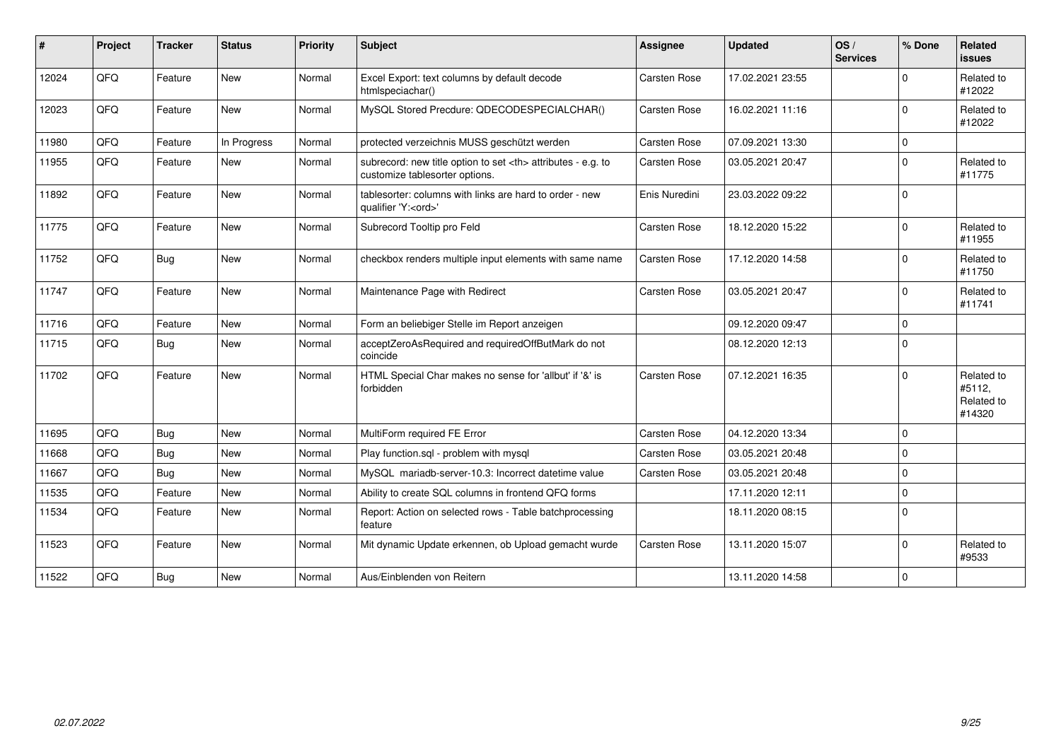| # | Project | Tracker | Status | Priority | Subject | Assignee | Updated | OS / Services | % Done | Related issues |
|---|---|---|---|---|---|---|---|---|---|---|
| 12024 | QFQ | Feature | New | Normal | Excel Export: text columns by default decode htmlspeciachar() | Carsten Rose | 17.02.2021 23:55 | | 0 | Related to #12022 |
| 12023 | QFQ | Feature | New | Normal | MySQL Stored Precdure: QDECODESPECIALCHAR() | Carsten Rose | 16.02.2021 11:16 | | 0 | Related to #12022 |
| 11980 | QFQ | Feature | In Progress | Normal | protected verzeichnis MUSS geschützt werden | Carsten Rose | 07.09.2021 13:30 | | 0 | |
| 11955 | QFQ | Feature | New | Normal | subrecord: new title option to set <th> attributes - e.g. to customize tablesorter options. | Carsten Rose | 03.05.2021 20:47 | | 0 | Related to #11775 |
| 11892 | QFQ | Feature | New | Normal | tablesorter: columns with links are hard to order - new qualifier 'Y:<ord>' | Enis Nuredini | 23.03.2022 09:22 | | 0 | |
| 11775 | QFQ | Feature | New | Normal | Subrecord Tooltip pro Feld | Carsten Rose | 18.12.2020 15:22 | | 0 | Related to #11955 |
| 11752 | QFQ | Bug | New | Normal | checkbox renders multiple input elements with same name | Carsten Rose | 17.12.2020 14:58 | | 0 | Related to #11750 |
| 11747 | QFQ | Feature | New | Normal | Maintenance Page with Redirect | Carsten Rose | 03.05.2021 20:47 | | 0 | Related to #11741 |
| 11716 | QFQ | Feature | New | Normal | Form an beliebiger Stelle im Report anzeigen | | 09.12.2020 09:47 | | 0 | |
| 11715 | QFQ | Bug | New | Normal | acceptZeroAsRequired and requiredOffButMark do not coincide | | 08.12.2020 12:13 | | 0 | |
| 11702 | QFQ | Feature | New | Normal | HTML Special Char makes no sense for 'allbut' if '&' is forbidden | Carsten Rose | 07.12.2021 16:35 | | 0 | Related to #5112, Related to #14320 |
| 11695 | QFQ | Bug | New | Normal | MultiForm required FE Error | Carsten Rose | 04.12.2020 13:34 | | 0 | |
| 11668 | QFQ | Bug | New | Normal | Play function.sql - problem with mysql | Carsten Rose | 03.05.2021 20:48 | | 0 | |
| 11667 | QFQ | Bug | New | Normal | MySQL mariadb-server-10.3: Incorrect datetime value | Carsten Rose | 03.05.2021 20:48 | | 0 | |
| 11535 | QFQ | Feature | New | Normal | Ability to create SQL columns in frontend QFQ forms | | 17.11.2020 12:11 | | 0 | |
| 11534 | QFQ | Feature | New | Normal | Report: Action on selected rows - Table batchprocessing feature | | 18.11.2020 08:15 | | 0 | |
| 11523 | QFQ | Feature | New | Normal | Mit dynamic Update erkennen, ob Upload gemacht wurde | Carsten Rose | 13.11.2020 15:07 | | 0 | Related to #9533 |
| 11522 | QFQ | Bug | New | Normal | Aus/Einblenden von Reitern | | 13.11.2020 14:58 | | 0 | |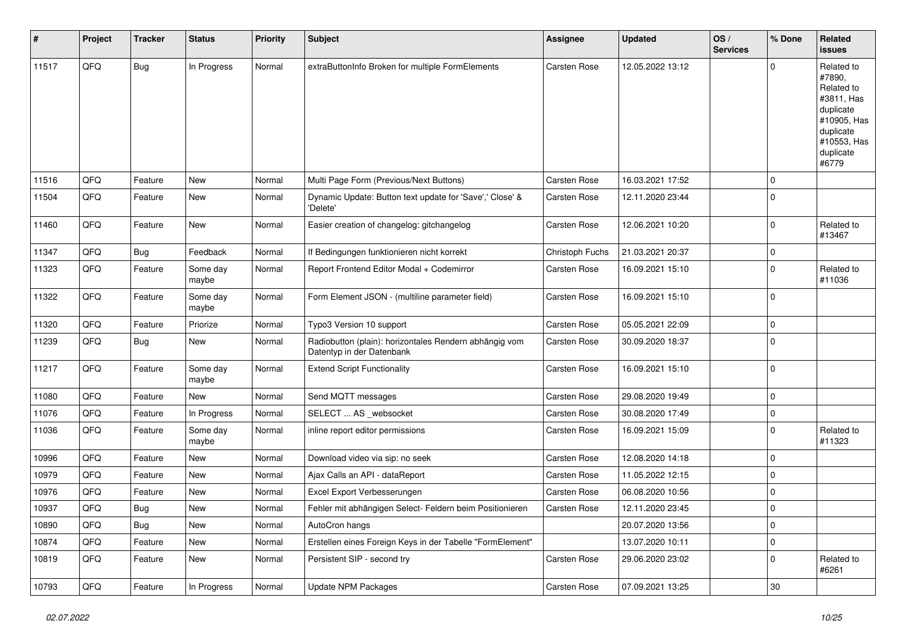| # | Project | Tracker | Status | Priority | Subject | Assignee | Updated | OS / Services | % Done | Related issues |
|---|---|---|---|---|---|---|---|---|---|---|
| 11517 | QFQ | Bug | In Progress | Normal | extraButtonInfo Broken for multiple FormElements | Carsten Rose | 12.05.2022 13:12 | | 0 | Related to #7890, Related to #3811, Has duplicate #10905, Has duplicate #10553, Has duplicate #6779 |
| 11516 | QFQ | Feature | New | Normal | Multi Page Form (Previous/Next Buttons) | Carsten Rose | 16.03.2021 17:52 | | 0 | |
| 11504 | QFQ | Feature | New | Normal | Dynamic Update: Button text update for 'Save',' Close' & 'Delete' | Carsten Rose | 12.11.2020 23:44 | | 0 | |
| 11460 | QFQ | Feature | New | Normal | Easier creation of changelog: gitchangelog | Carsten Rose | 12.06.2021 10:20 | | 0 | Related to #13467 |
| 11347 | QFQ | Bug | Feedback | Normal | If Bedingungen funktionieren nicht korrekt | Christoph Fuchs | 21.03.2021 20:37 | | 0 | |
| 11323 | QFQ | Feature | Some day maybe | Normal | Report Frontend Editor Modal + Codemirror | Carsten Rose | 16.09.2021 15:10 | | 0 | Related to #11036 |
| 11322 | QFQ | Feature | Some day maybe | Normal | Form Element JSON - (multiline parameter field) | Carsten Rose | 16.09.2021 15:10 | | 0 | |
| 11320 | QFQ | Feature | Priorize | Normal | Typo3 Version 10 support | Carsten Rose | 05.05.2021 22:09 | | 0 | |
| 11239 | QFQ | Bug | New | Normal | Radiobutton (plain): horizontales Rendern abhängig vom Datentyp in der Datenbank | Carsten Rose | 30.09.2020 18:37 | | 0 | |
| 11217 | QFQ | Feature | Some day maybe | Normal | Extend Script Functionality | Carsten Rose | 16.09.2021 15:10 | | 0 | |
| 11080 | QFQ | Feature | New | Normal | Send MQTT messages | Carsten Rose | 29.08.2020 19:49 | | 0 | |
| 11076 | QFQ | Feature | In Progress | Normal | SELECT ... AS _websocket | Carsten Rose | 30.08.2020 17:49 | | 0 | |
| 11036 | QFQ | Feature | Some day maybe | Normal | inline report editor permissions | Carsten Rose | 16.09.2021 15:09 | | 0 | Related to #11323 |
| 10996 | QFQ | Feature | New | Normal | Download video via sip: no seek | Carsten Rose | 12.08.2020 14:18 | | 0 | |
| 10979 | QFQ | Feature | New | Normal | Ajax Calls an API - dataReport | Carsten Rose | 11.05.2022 12:15 | | 0 | |
| 10976 | QFQ | Feature | New | Normal | Excel Export Verbesserungen | Carsten Rose | 06.08.2020 10:56 | | 0 | |
| 10937 | QFQ | Bug | New | Normal | Fehler mit abhängigen Select- Feldern beim Positionieren | Carsten Rose | 12.11.2020 23:45 | | 0 | |
| 10890 | QFQ | Bug | New | Normal | AutoCron hangs | | 20.07.2020 13:56 | | 0 | |
| 10874 | QFQ | Feature | New | Normal | Erstellen eines Foreign Keys in der Tabelle "FormElement" | | 13.07.2020 10:11 | | 0 | |
| 10819 | QFQ | Feature | New | Normal | Persistent SIP - second try | Carsten Rose | 29.06.2020 23:02 | | 0 | Related to #6261 |
| 10793 | QFQ | Feature | In Progress | Normal | Update NPM Packages | Carsten Rose | 07.09.2021 13:25 | | 30 | |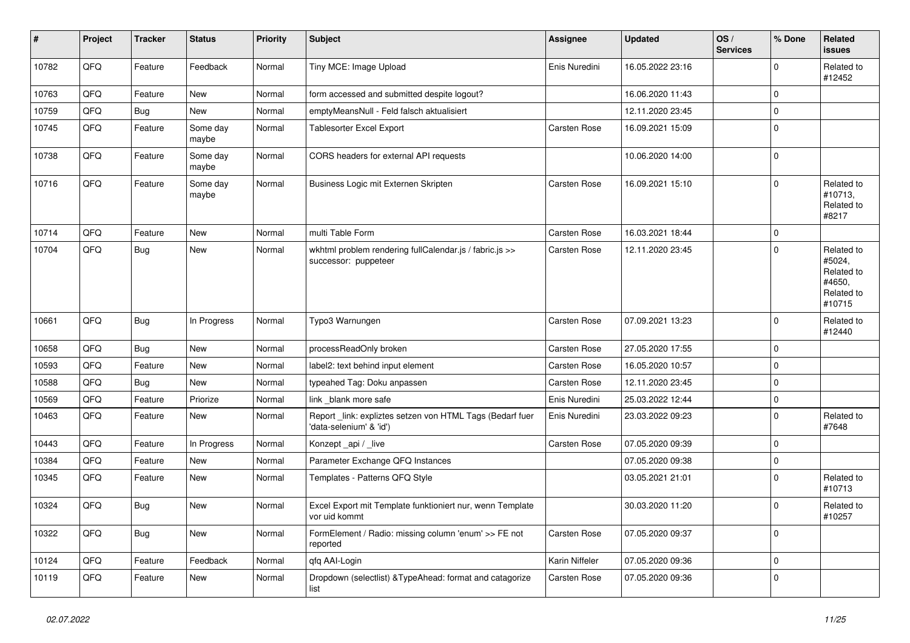| # | Project | Tracker | Status | Priority | Subject | Assignee | Updated | OS / Services | % Done | Related issues |
|---|---|---|---|---|---|---|---|---|---|---|
| 10782 | QFQ | Feature | Feedback | Normal | Tiny MCE: Image Upload | Enis Nuredini | 16.05.2022 23:16 | | 0 | Related to #12452 |
| 10763 | QFQ | Feature | New | Normal | form accessed and submitted despite logout? | | 16.06.2020 11:43 | | 0 | |
| 10759 | QFQ | Bug | New | Normal | emptyMeansNull - Feld falsch aktualisiert | | 12.11.2020 23:45 | | 0 | |
| 10745 | QFQ | Feature | Some day maybe | Normal | Tablesorter Excel Export | Carsten Rose | 16.09.2021 15:09 | | 0 | |
| 10738 | QFQ | Feature | Some day maybe | Normal | CORS headers for external API requests | | 10.06.2020 14:00 | | 0 | |
| 10716 | QFQ | Feature | Some day maybe | Normal | Business Logic mit Externen Skripten | Carsten Rose | 16.09.2021 15:10 | | 0 | Related to #10713, Related to #8217 |
| 10714 | QFQ | Feature | New | Normal | multi Table Form | Carsten Rose | 16.03.2021 18:44 | | 0 | |
| 10704 | QFQ | Bug | New | Normal | wkhtml problem rendering fullCalendar.js / fabric.js >> successor: puppeteer | Carsten Rose | 12.11.2020 23:45 | | 0 | Related to #5024, Related to #4650, Related to #10715 |
| 10661 | QFQ | Bug | In Progress | Normal | Typo3 Warnungen | Carsten Rose | 07.09.2021 13:23 | | 0 | Related to #12440 |
| 10658 | QFQ | Bug | New | Normal | processReadOnly broken | Carsten Rose | 27.05.2020 17:55 | | 0 | |
| 10593 | QFQ | Feature | New | Normal | label2: text behind input element | Carsten Rose | 16.05.2020 10:57 | | 0 | |
| 10588 | QFQ | Bug | New | Normal | typeahed Tag: Doku anpassen | Carsten Rose | 12.11.2020 23:45 | | 0 | |
| 10569 | QFQ | Feature | Priorize | Normal | link _blank more safe | Enis Nuredini | 25.03.2022 12:44 | | 0 | |
| 10463 | QFQ | Feature | New | Normal | Report _link: expliztes setzen von HTML Tags (Bedarf fuer 'data-selenium' & 'id') | Enis Nuredini | 23.03.2022 09:23 | | 0 | Related to #7648 |
| 10443 | QFQ | Feature | In Progress | Normal | Konzept _api / _live | Carsten Rose | 07.05.2020 09:39 | | 0 | |
| 10384 | QFQ | Feature | New | Normal | Parameter Exchange QFQ Instances | | 07.05.2020 09:38 | | 0 | |
| 10345 | QFQ | Feature | New | Normal | Templates - Patterns QFQ Style | | 03.05.2021 21:01 | | 0 | Related to #10713 |
| 10324 | QFQ | Bug | New | Normal | Excel Export mit Template funktioniert nur, wenn Template vor uid kommt | | 30.03.2020 11:20 | | 0 | Related to #10257 |
| 10322 | QFQ | Bug | New | Normal | FormElement / Radio: missing column 'enum' >> FE not reported | Carsten Rose | 07.05.2020 09:37 | | 0 | |
| 10124 | QFQ | Feature | Feedback | Normal | qfq AAI-Login | Karin Niffeler | 07.05.2020 09:36 | | 0 | |
| 10119 | QFQ | Feature | New | Normal | Dropdown (selectlist) &TypeAhead: format and catagorize list | Carsten Rose | 07.05.2020 09:36 | | 0 | |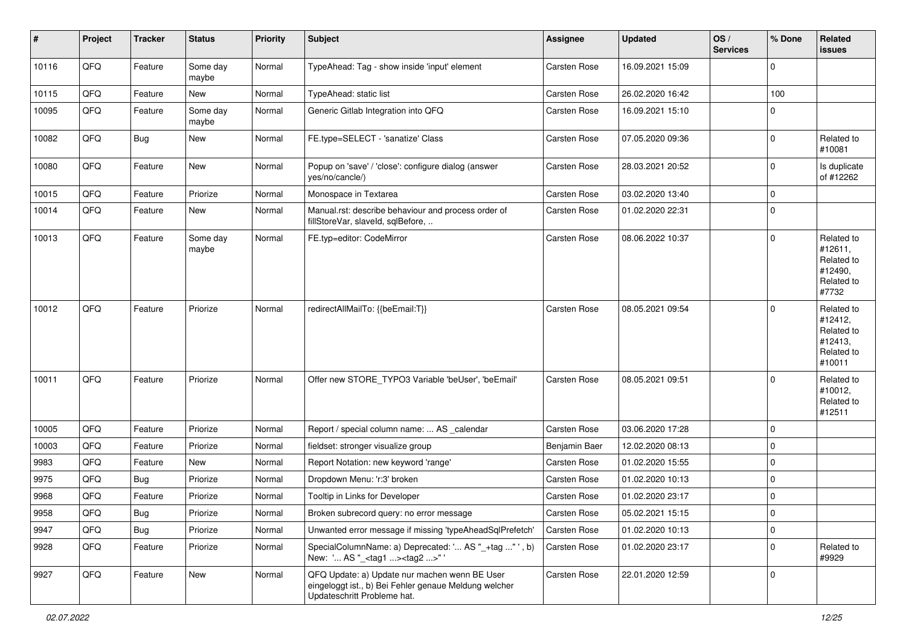| # | Project | Tracker | Status | Priority | Subject | Assignee | Updated | OS / Services | % Done | Related issues |
|---|---|---|---|---|---|---|---|---|---|---|
| 10116 | QFQ | Feature | Some day maybe | Normal | TypeAhead: Tag - show inside 'input' element | Carsten Rose | 16.09.2021 15:09 | | 0 | |
| 10115 | QFQ | Feature | New | Normal | TypeAhead: static list | Carsten Rose | 26.02.2020 16:42 | | 100 | |
| 10095 | QFQ | Feature | Some day maybe | Normal | Generic Gitlab Integration into QFQ | Carsten Rose | 16.09.2021 15:10 | | 0 | |
| 10082 | QFQ | Bug | New | Normal | FE.type=SELECT - 'sanatize' Class | Carsten Rose | 07.05.2020 09:36 | | 0 | Related to #10081 |
| 10080 | QFQ | Feature | New | Normal | Popup on 'save' / 'close': configure dialog (answer yes/no/cancle/) | Carsten Rose | 28.03.2021 20:52 | | 0 | Is duplicate of #12262 |
| 10015 | QFQ | Feature | Priorize | Normal | Monospace in Textarea | Carsten Rose | 03.02.2020 13:40 | | 0 | |
| 10014 | QFQ | Feature | New | Normal | Manual.rst: describe behaviour and process order of fillStoreVar, slaveId, sqlBefore, .. | Carsten Rose | 01.02.2020 22:31 | | 0 | |
| 10013 | QFQ | Feature | Some day maybe | Normal | FE.typ=editor: CodeMirror | Carsten Rose | 08.06.2022 10:37 | | 0 | Related to #12611, Related to #12490, Related to #7732 |
| 10012 | QFQ | Feature | Priorize | Normal | redirectAllMailTo: {{beEmail:T}} | Carsten Rose | 08.05.2021 09:54 | | 0 | Related to #12412, Related to #12413, Related to #10011 |
| 10011 | QFQ | Feature | Priorize | Normal | Offer new STORE_TYPO3 Variable 'beUser', 'beEmail' | Carsten Rose | 08.05.2021 09:51 | | 0 | Related to #10012, Related to #12511 |
| 10005 | QFQ | Feature | Priorize | Normal | Report / special column name: ... AS _calendar | Carsten Rose | 03.06.2020 17:28 | | 0 | |
| 10003 | QFQ | Feature | Priorize | Normal | fieldset: stronger visualize group | Benjamin Baer | 12.02.2020 08:13 | | 0 | |
| 9983 | QFQ | Feature | New | Normal | Report Notation: new keyword 'range' | Carsten Rose | 01.02.2020 15:55 | | 0 | |
| 9975 | QFQ | Bug | Priorize | Normal | Dropdown Menu: 'r:3' broken | Carsten Rose | 01.02.2020 10:13 | | 0 | |
| 9968 | QFQ | Feature | Priorize | Normal | Tooltip in Links for Developer | Carsten Rose | 01.02.2020 23:17 | | 0 | |
| 9958 | QFQ | Bug | Priorize | Normal | Broken subrecord query: no error message | Carsten Rose | 05.02.2021 15:15 | | 0 | |
| 9947 | QFQ | Bug | Priorize | Normal | Unwanted error message if missing 'typeAheadSqlPrefetch' | Carsten Rose | 01.02.2020 10:13 | | 0 | |
| 9928 | QFQ | Feature | Priorize | Normal | SpecialColumnName: a) Deprecated: '... AS "_+tag ..." ', b) New: '... AS "_<tag1 ...><tag2 ...>" ' | Carsten Rose | 01.02.2020 23:17 | | 0 | Related to #9929 |
| 9927 | QFQ | Feature | New | Normal | QFQ Update: a) Update nur machen wenn BE User eingeloggt ist., b) Bei Fehler genaue Meldung welcher Updateschritt Probleme hat. | Carsten Rose | 22.01.2020 12:59 | | 0 | |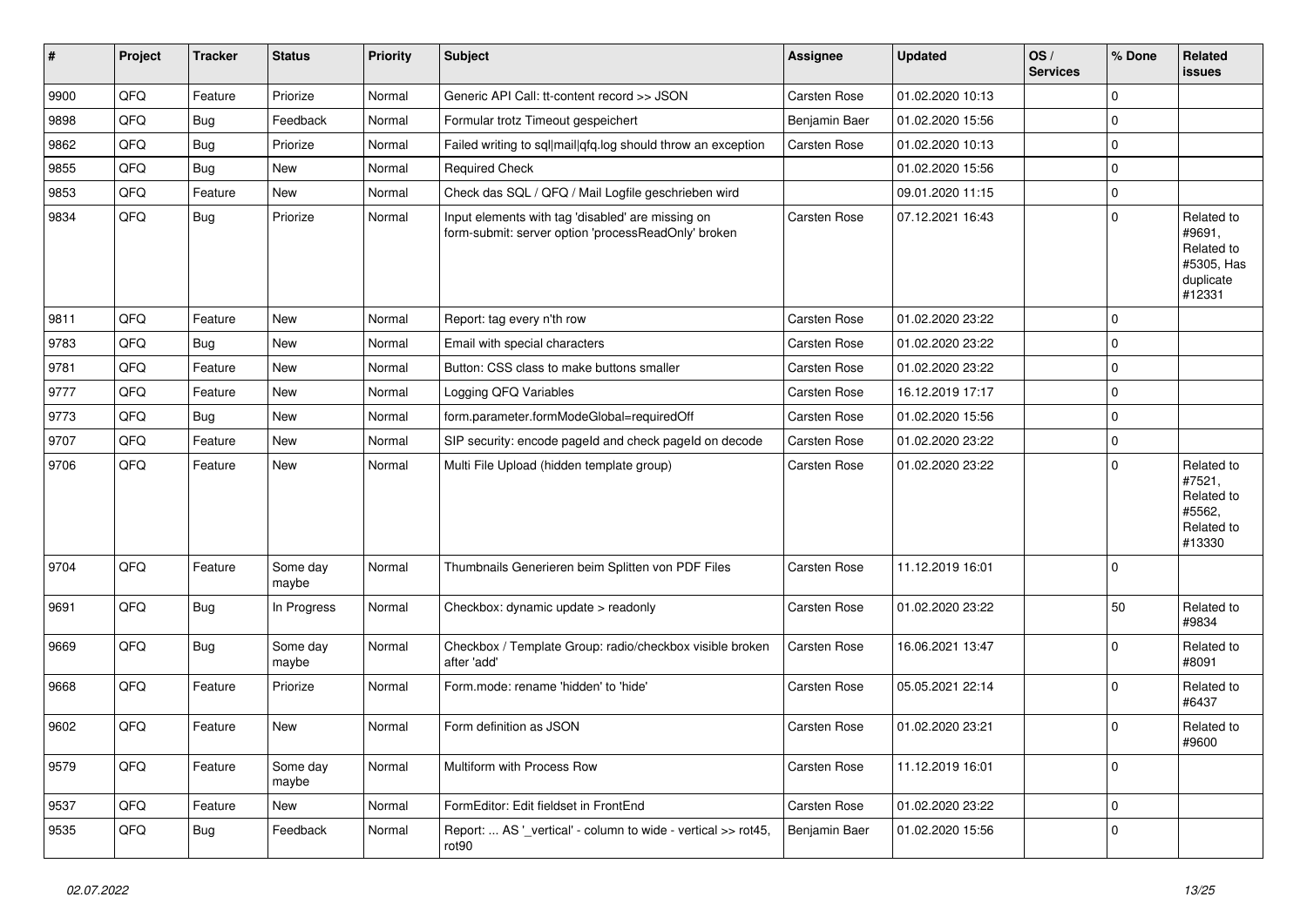| # | Project | Tracker | Status | Priority | Subject | Assignee | Updated | OS / Services | % Done | Related issues |
|---|---|---|---|---|---|---|---|---|---|---|
| 9900 | QFQ | Feature | Priorize | Normal | Generic API Call: tt-content record >> JSON | Carsten Rose | 01.02.2020 10:13 | | 0 | |
| 9898 | QFQ | Bug | Feedback | Normal | Formular trotz Timeout gespeichert | Benjamin Baer | 01.02.2020 15:56 | | 0 | |
| 9862 | QFQ | Bug | Priorize | Normal | Failed writing to sql|mail|qfq.log should throw an exception | Carsten Rose | 01.02.2020 10:13 | | 0 | |
| 9855 | QFQ | Bug | New | Normal | Required Check | | 01.02.2020 15:56 | | 0 | |
| 9853 | QFQ | Feature | New | Normal | Check das SQL / QFQ / Mail Logfile geschrieben wird | | 09.01.2020 11:15 | | 0 | |
| 9834 | QFQ | Bug | Priorize | Normal | Input elements with tag 'disabled' are missing on form-submit: server option 'processReadOnly' broken | Carsten Rose | 07.12.2021 16:43 | | 0 | Related to #9691, Related to #5305, Has duplicate #12331 |
| 9811 | QFQ | Feature | New | Normal | Report: tag every n'th row | Carsten Rose | 01.02.2020 23:22 | | 0 | |
| 9783 | QFQ | Bug | New | Normal | Email with special characters | Carsten Rose | 01.02.2020 23:22 | | 0 | |
| 9781 | QFQ | Feature | New | Normal | Button: CSS class to make buttons smaller | Carsten Rose | 01.02.2020 23:22 | | 0 | |
| 9777 | QFQ | Feature | New | Normal | Logging QFQ Variables | Carsten Rose | 16.12.2019 17:17 | | 0 | |
| 9773 | QFQ | Bug | New | Normal | form.parameter.formModeGlobal=requiredOff | Carsten Rose | 01.02.2020 15:56 | | 0 | |
| 9707 | QFQ | Feature | New | Normal | SIP security: encode pageId and check pageId on decode | Carsten Rose | 01.02.2020 23:22 | | 0 | |
| 9706 | QFQ | Feature | New | Normal | Multi File Upload (hidden template group) | Carsten Rose | 01.02.2020 23:22 | | 0 | Related to #7521, Related to #5562, Related to #13330 |
| 9704 | QFQ | Feature | Some day maybe | Normal | Thumbnails Generieren beim Splitten von PDF Files | Carsten Rose | 11.12.2019 16:01 | | 0 | |
| 9691 | QFQ | Bug | In Progress | Normal | Checkbox: dynamic update > readonly | Carsten Rose | 01.02.2020 23:22 | | 50 | Related to #9834 |
| 9669 | QFQ | Bug | Some day maybe | Normal | Checkbox / Template Group: radio/checkbox visible broken after 'add' | Carsten Rose | 16.06.2021 13:47 | | 0 | Related to #8091 |
| 9668 | QFQ | Feature | Priorize | Normal | Form.mode: rename 'hidden' to 'hide' | Carsten Rose | 05.05.2021 22:14 | | 0 | Related to #6437 |
| 9602 | QFQ | Feature | New | Normal | Form definition as JSON | Carsten Rose | 01.02.2020 23:21 | | 0 | Related to #9600 |
| 9579 | QFQ | Feature | Some day maybe | Normal | Multiform with Process Row | Carsten Rose | 11.12.2019 16:01 | | 0 | |
| 9537 | QFQ | Feature | New | Normal | FormEditor: Edit fieldset in FrontEnd | Carsten Rose | 01.02.2020 23:22 | | 0 | |
| 9535 | QFQ | Bug | Feedback | Normal | Report: ... AS '_vertical' - column to wide - vertical >> rot45, rot90 | Benjamin Baer | 01.02.2020 15:56 | | 0 | |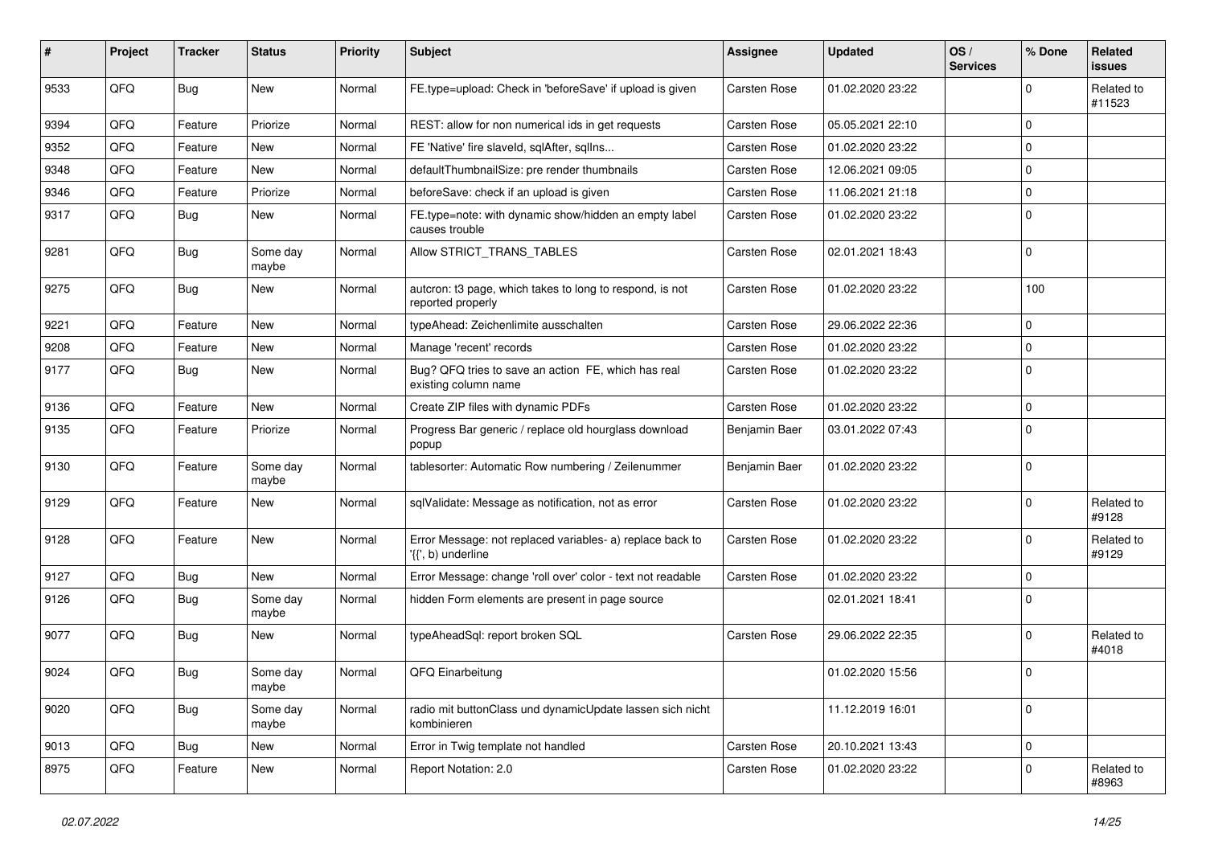| # | Project | Tracker | Status | Priority | Subject | Assignee | Updated | OS / Services | % Done | Related issues |
|---|---|---|---|---|---|---|---|---|---|---|
| 9533 | QFQ | Bug | New | Normal | FE.type=upload: Check in 'beforeSave' if upload is given | Carsten Rose | 01.02.2020 23:22 | | 0 | Related to #11523 |
| 9394 | QFQ | Feature | Priorize | Normal | REST: allow for non numerical ids in get requests | Carsten Rose | 05.05.2021 22:10 | | 0 | |
| 9352 | QFQ | Feature | New | Normal | FE 'Native' fire slaveId, sqlAfter, sqlIns... | Carsten Rose | 01.02.2020 23:22 | | 0 | |
| 9348 | QFQ | Feature | New | Normal | defaultThumbnailSize: pre render thumbnails | Carsten Rose | 12.06.2021 09:05 | | 0 | |
| 9346 | QFQ | Feature | Priorize | Normal | beforeSave: check if an upload is given | Carsten Rose | 11.06.2021 21:18 | | 0 | |
| 9317 | QFQ | Bug | New | Normal | FE.type=note: with dynamic show/hidden an empty label causes trouble | Carsten Rose | 01.02.2020 23:22 | | 0 | |
| 9281 | QFQ | Bug | Some day maybe | Normal | Allow STRICT_TRANS_TABLES | Carsten Rose | 02.01.2021 18:43 | | 0 | |
| 9275 | QFQ | Bug | New | Normal | autcron: t3 page, which takes to long to respond, is not reported properly | Carsten Rose | 01.02.2020 23:22 | | 100 | |
| 9221 | QFQ | Feature | New | Normal | typeAhead: Zeichenlimite ausschalten | Carsten Rose | 29.06.2022 22:36 | | 0 | |
| 9208 | QFQ | Feature | New | Normal | Manage 'recent' records | Carsten Rose | 01.02.2020 23:22 | | 0 | |
| 9177 | QFQ | Bug | New | Normal | Bug? QFQ tries to save an action FE, which has real existing column name | Carsten Rose | 01.02.2020 23:22 | | 0 | |
| 9136 | QFQ | Feature | New | Normal | Create ZIP files with dynamic PDFs | Carsten Rose | 01.02.2020 23:22 | | 0 | |
| 9135 | QFQ | Feature | Priorize | Normal | Progress Bar generic / replace old hourglass download popup | Benjamin Baer | 03.01.2022 07:43 | | 0 | |
| 9130 | QFQ | Feature | Some day maybe | Normal | tablesorter: Automatic Row numbering / Zeilenummer | Benjamin Baer | 01.02.2020 23:22 | | 0 | |
| 9129 | QFQ | Feature | New | Normal | sqlValidate: Message as notification, not as error | Carsten Rose | 01.02.2020 23:22 | | 0 | Related to #9128 |
| 9128 | QFQ | Feature | New | Normal | Error Message: not replaced variables- a) replace back to '{{', b) underline | Carsten Rose | 01.02.2020 23:22 | | 0 | Related to #9129 |
| 9127 | QFQ | Bug | New | Normal | Error Message: change 'roll over' color - text not readable | Carsten Rose | 01.02.2020 23:22 | | 0 | |
| 9126 | QFQ | Bug | Some day maybe | Normal | hidden Form elements are present in page source | | 02.01.2021 18:41 | | 0 | |
| 9077 | QFQ | Bug | New | Normal | typeAheadSql: report broken SQL | Carsten Rose | 29.06.2022 22:35 | | 0 | Related to #4018 |
| 9024 | QFQ | Bug | Some day maybe | Normal | QFQ Einarbeitung | | 01.02.2020 15:56 | | 0 | |
| 9020 | QFQ | Bug | Some day maybe | Normal | radio mit buttonClass und dynamicUpdate lassen sich nicht kombinieren | | 11.12.2019 16:01 | | 0 | |
| 9013 | QFQ | Bug | New | Normal | Error in Twig template not handled | Carsten Rose | 20.10.2021 13:43 | | 0 | |
| 8975 | QFQ | Feature | New | Normal | Report Notation: 2.0 | Carsten Rose | 01.02.2020 23:22 | | 0 | Related to #8963 |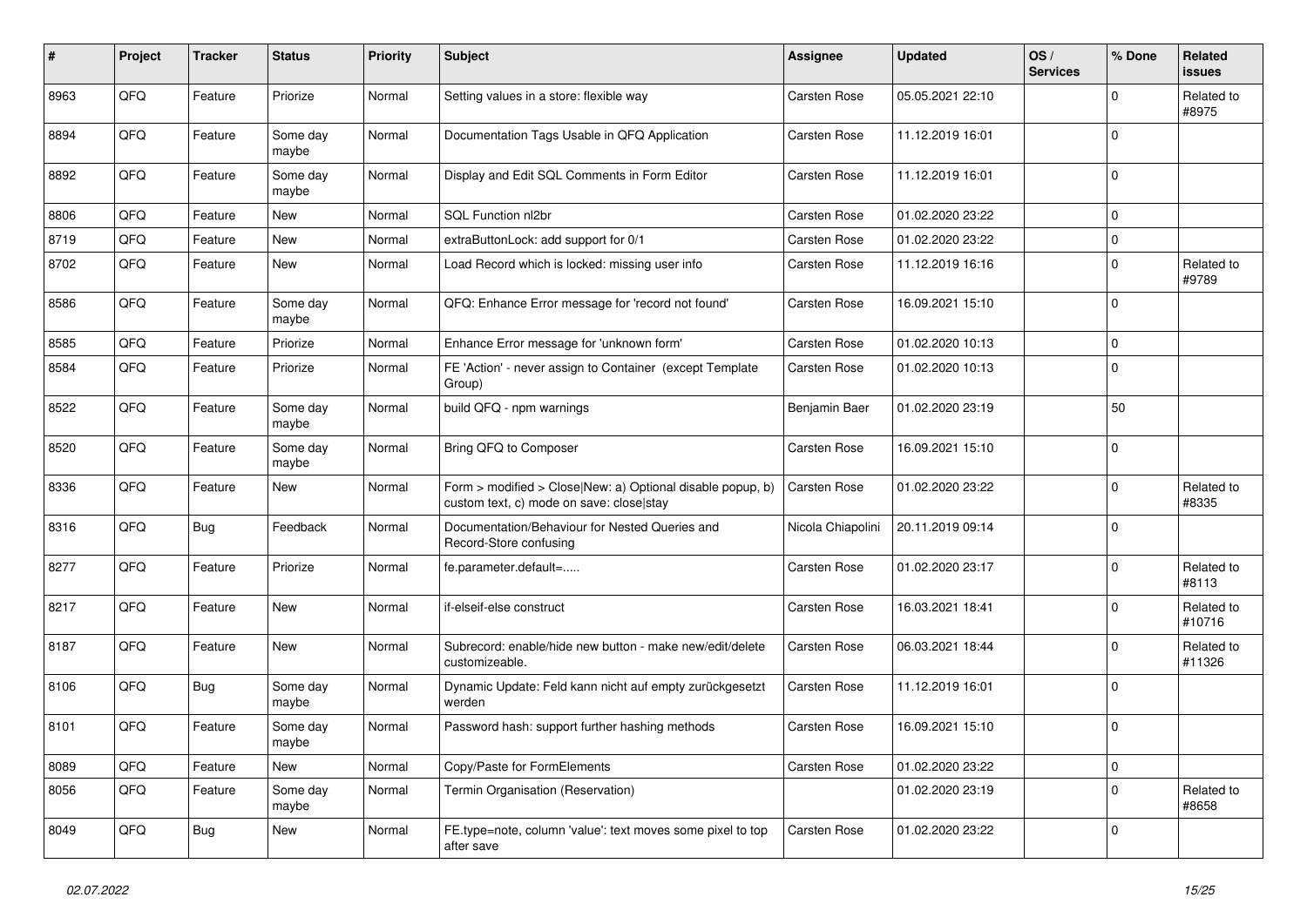| # | Project | Tracker | Status | Priority | Subject | Assignee | Updated | OS / Services | % Done | Related issues |
|---|---|---|---|---|---|---|---|---|---|---|
| 8963 | QFQ | Feature | Priorize | Normal | Setting values in a store: flexible way | Carsten Rose | 05.05.2021 22:10 | | 0 | Related to #8975 |
| 8894 | QFQ | Feature | Some day maybe | Normal | Documentation Tags Usable in QFQ Application | Carsten Rose | 11.12.2019 16:01 | | 0 | |
| 8892 | QFQ | Feature | Some day maybe | Normal | Display and Edit SQL Comments in Form Editor | Carsten Rose | 11.12.2019 16:01 | | 0 | |
| 8806 | QFQ | Feature | New | Normal | SQL Function nl2br | Carsten Rose | 01.02.2020 23:22 | | 0 | |
| 8719 | QFQ | Feature | New | Normal | extraButtonLock: add support for 0/1 | Carsten Rose | 01.02.2020 23:22 | | 0 | |
| 8702 | QFQ | Feature | New | Normal | Load Record which is locked: missing user info | Carsten Rose | 11.12.2019 16:16 | | 0 | Related to #9789 |
| 8586 | QFQ | Feature | Some day maybe | Normal | QFQ: Enhance Error message for 'record not found' | Carsten Rose | 16.09.2021 15:10 | | 0 | |
| 8585 | QFQ | Feature | Priorize | Normal | Enhance Error message for 'unknown form' | Carsten Rose | 01.02.2020 10:13 | | 0 | |
| 8584 | QFQ | Feature | Priorize | Normal | FE 'Action' - never assign to Container (except Template Group) | Carsten Rose | 01.02.2020 10:13 | | 0 | |
| 8522 | QFQ | Feature | Some day maybe | Normal | build QFQ - npm warnings | Benjamin Baer | 01.02.2020 23:19 | | 50 | |
| 8520 | QFQ | Feature | Some day maybe | Normal | Bring QFQ to Composer | Carsten Rose | 16.09.2021 15:10 | | 0 | |
| 8336 | QFQ | Feature | New | Normal | Form > modified > Close\|New: a) Optional disable popup, b) custom text, c) mode on save: close\|stay | Carsten Rose | 01.02.2020 23:22 | | 0 | Related to #8335 |
| 8316 | QFQ | Bug | Feedback | Normal | Documentation/Behaviour for Nested Queries and Record-Store confusing | Nicola Chiapolini | 20.11.2019 09:14 | | 0 | |
| 8277 | QFQ | Feature | Priorize | Normal | fe.parameter.default=..... | Carsten Rose | 01.02.2020 23:17 | | 0 | Related to #8113 |
| 8217 | QFQ | Feature | New | Normal | if-elseif-else construct | Carsten Rose | 16.03.2021 18:41 | | 0 | Related to #10716 |
| 8187 | QFQ | Feature | New | Normal | Subrecord: enable/hide new button - make new/edit/delete customizeable. | Carsten Rose | 06.03.2021 18:44 | | 0 | Related to #11326 |
| 8106 | QFQ | Bug | Some day maybe | Normal | Dynamic Update: Feld kann nicht auf empty zurückgesetzt werden | Carsten Rose | 11.12.2019 16:01 | | 0 | |
| 8101 | QFQ | Feature | Some day maybe | Normal | Password hash: support further hashing methods | Carsten Rose | 16.09.2021 15:10 | | 0 | |
| 8089 | QFQ | Feature | New | Normal | Copy/Paste for FormElements | Carsten Rose | 01.02.2020 23:22 | | 0 | |
| 8056 | QFQ | Feature | Some day maybe | Normal | Termin Organisation (Reservation) | | 01.02.2020 23:19 | | 0 | Related to #8658 |
| 8049 | QFQ | Bug | New | Normal | FE.type=note, column 'value': text moves some pixel to top after save | Carsten Rose | 01.02.2020 23:22 | | 0 | |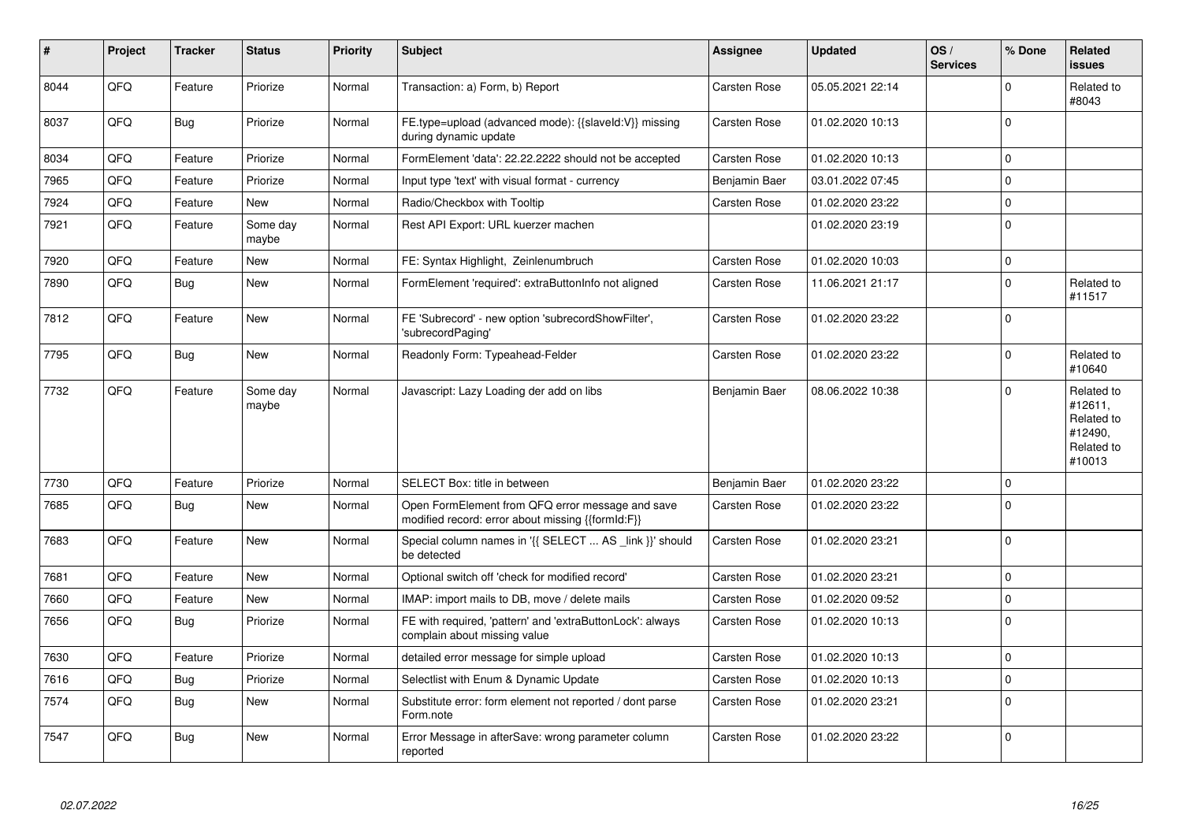| # | Project | Tracker | Status | Priority | Subject | Assignee | Updated | OS / Services | % Done | Related issues |
|---|---|---|---|---|---|---|---|---|---|---|
| 8044 | QFQ | Feature | Priorize | Normal | Transaction: a) Form, b) Report | Carsten Rose | 05.05.2021 22:14 | | 0 | Related to #8043 |
| 8037 | QFQ | Bug | Priorize | Normal | FE.type=upload (advanced mode): {{slaveId:V}} missing during dynamic update | Carsten Rose | 01.02.2020 10:13 | | 0 | |
| 8034 | QFQ | Feature | Priorize | Normal | FormElement 'data': 22.22.2222 should not be accepted | Carsten Rose | 01.02.2020 10:13 | | 0 | |
| 7965 | QFQ | Feature | Priorize | Normal | Input type 'text' with visual format - currency | Benjamin Baer | 03.01.2022 07:45 | | 0 | |
| 7924 | QFQ | Feature | New | Normal | Radio/Checkbox with Tooltip | Carsten Rose | 01.02.2020 23:22 | | 0 | |
| 7921 | QFQ | Feature | Some day maybe | Normal | Rest API Export: URL kuerzer machen | | 01.02.2020 23:19 | | 0 | |
| 7920 | QFQ | Feature | New | Normal | FE: Syntax Highlight, Zeinlenumbruch | Carsten Rose | 01.02.2020 10:03 | | 0 | |
| 7890 | QFQ | Bug | New | Normal | FormElement 'required': extraButtonInfo not aligned | Carsten Rose | 11.06.2021 21:17 | | 0 | Related to #11517 |
| 7812 | QFQ | Feature | New | Normal | FE 'Subrecord' - new option 'subrecordShowFilter', 'subrecordPaging' | Carsten Rose | 01.02.2020 23:22 | | 0 | |
| 7795 | QFQ | Bug | New | Normal | Readonly Form: Typeahead-Felder | Carsten Rose | 01.02.2020 23:22 | | 0 | Related to #10640 |
| 7732 | QFQ | Feature | Some day maybe | Normal | Javascript: Lazy Loading der add on libs | Benjamin Baer | 08.06.2022 10:38 | | 0 | Related to #12611, Related to #12490, Related to #10013 |
| 7730 | QFQ | Feature | Priorize | Normal | SELECT Box: title in between | Benjamin Baer | 01.02.2020 23:22 | | 0 | |
| 7685 | QFQ | Bug | New | Normal | Open FormElement from QFQ error message and save modified record: error about missing {{formId:F}} | Carsten Rose | 01.02.2020 23:22 | | 0 | |
| 7683 | QFQ | Feature | New | Normal | Special column names in '{{ SELECT ... AS _link }}' should be detected | Carsten Rose | 01.02.2020 23:21 | | 0 | |
| 7681 | QFQ | Feature | New | Normal | Optional switch off 'check for modified record' | Carsten Rose | 01.02.2020 23:21 | | 0 | |
| 7660 | QFQ | Feature | New | Normal | IMAP: import mails to DB, move / delete mails | Carsten Rose | 01.02.2020 09:52 | | 0 | |
| 7656 | QFQ | Bug | Priorize | Normal | FE with required, 'pattern' and 'extraButtonLock': always complain about missing value | Carsten Rose | 01.02.2020 10:13 | | 0 | |
| 7630 | QFQ | Feature | Priorize | Normal | detailed error message for simple upload | Carsten Rose | 01.02.2020 10:13 | | 0 | |
| 7616 | QFQ | Bug | Priorize | Normal | Selectlist with Enum & Dynamic Update | Carsten Rose | 01.02.2020 10:13 | | 0 | |
| 7574 | QFQ | Bug | New | Normal | Substitute error: form element not reported / dont parse Form.note | Carsten Rose | 01.02.2020 23:21 | | 0 | |
| 7547 | QFQ | Bug | New | Normal | Error Message in afterSave: wrong parameter column reported | Carsten Rose | 01.02.2020 23:22 | | 0 | |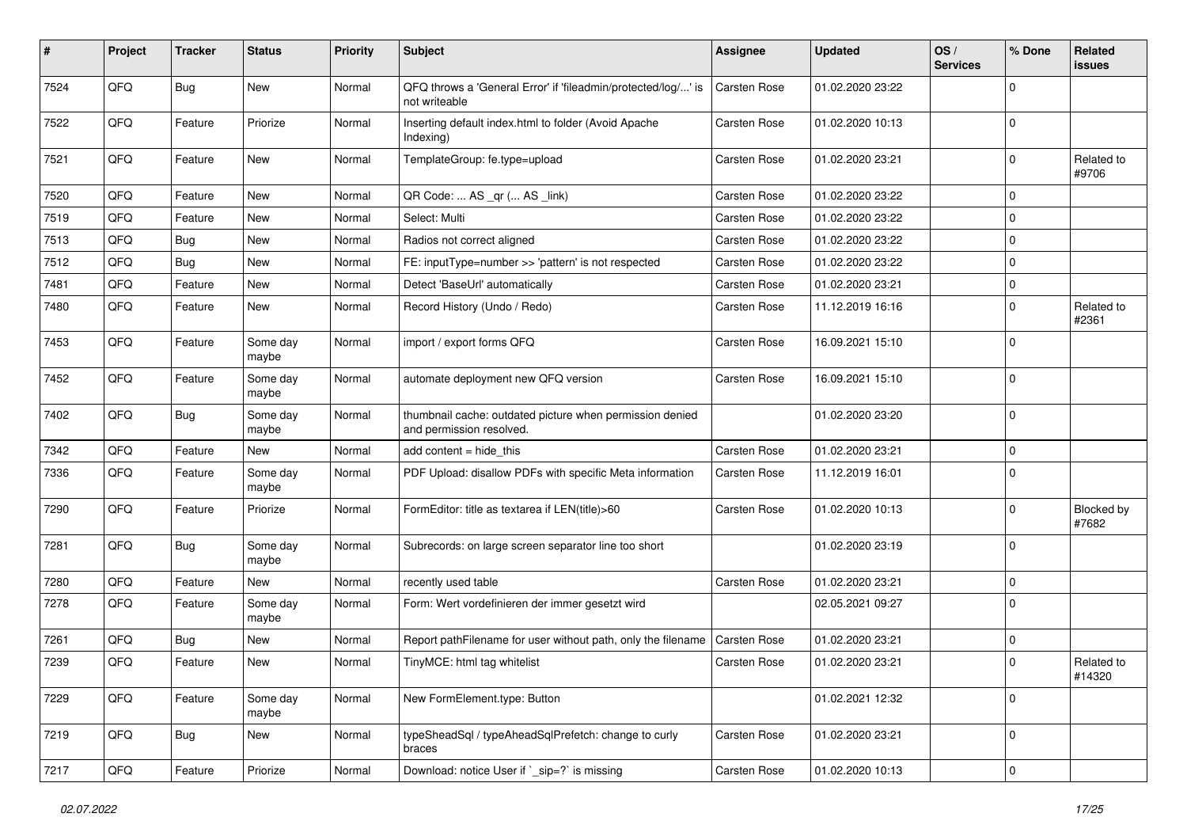| # | Project | Tracker | Status | Priority | Subject | Assignee | Updated | OS / Services | % Done | Related issues |
|---|---|---|---|---|---|---|---|---|---|---|
| 7524 | QFQ | Bug | New | Normal | QFQ throws a 'General Error' if 'fileadmin/protected/log/...' is not writeable | Carsten Rose | 01.02.2020 23:22 | | 0 | |
| 7522 | QFQ | Feature | Priorize | Normal | Inserting default index.html to folder (Avoid Apache Indexing) | Carsten Rose | 01.02.2020 10:13 | | 0 | |
| 7521 | QFQ | Feature | New | Normal | TemplateGroup: fe.type=upload | Carsten Rose | 01.02.2020 23:21 | | 0 | Related to #9706 |
| 7520 | QFQ | Feature | New | Normal | QR Code: ... AS _qr (... AS _link) | Carsten Rose | 01.02.2020 23:22 | | 0 | |
| 7519 | QFQ | Feature | New | Normal | Select: Multi | Carsten Rose | 01.02.2020 23:22 | | 0 | |
| 7513 | QFQ | Bug | New | Normal | Radios not correct aligned | Carsten Rose | 01.02.2020 23:22 | | 0 | |
| 7512 | QFQ | Bug | New | Normal | FE: inputType=number >> 'pattern' is not respected | Carsten Rose | 01.02.2020 23:22 | | 0 | |
| 7481 | QFQ | Feature | New | Normal | Detect 'BaseUrl' automatically | Carsten Rose | 01.02.2020 23:21 | | 0 | |
| 7480 | QFQ | Feature | New | Normal | Record History (Undo / Redo) | Carsten Rose | 11.12.2019 16:16 | | 0 | Related to #2361 |
| 7453 | QFQ | Feature | Some day maybe | Normal | import / export forms QFQ | Carsten Rose | 16.09.2021 15:10 | | 0 | |
| 7452 | QFQ | Feature | Some day maybe | Normal | automate deployment new QFQ version | Carsten Rose | 16.09.2021 15:10 | | 0 | |
| 7402 | QFQ | Bug | Some day maybe | Normal | thumbnail cache: outdated picture when permission denied and permission resolved. | | 01.02.2020 23:20 | | 0 | |
| 7342 | QFQ | Feature | New | Normal | add content = hide_this | Carsten Rose | 01.02.2020 23:21 | | 0 | |
| 7336 | QFQ | Feature | Some day maybe | Normal | PDF Upload: disallow PDFs with specific Meta information | Carsten Rose | 11.12.2019 16:01 | | 0 | |
| 7290 | QFQ | Feature | Priorize | Normal | FormEditor: title as textarea if LEN(title)>60 | Carsten Rose | 01.02.2020 10:13 | | 0 | Blocked by #7682 |
| 7281 | QFQ | Bug | Some day maybe | Normal | Subrecords: on large screen separator line too short | | 01.02.2020 23:19 | | 0 | |
| 7280 | QFQ | Feature | New | Normal | recently used table | Carsten Rose | 01.02.2020 23:21 | | 0 | |
| 7278 | QFQ | Feature | Some day maybe | Normal | Form: Wert vordefinieren der immer gesetzt wird | | 02.05.2021 09:27 | | 0 | |
| 7261 | QFQ | Bug | New | Normal | Report pathFilename for user without path, only the filename | Carsten Rose | 01.02.2020 23:21 | | 0 | |
| 7239 | QFQ | Feature | New | Normal | TinyMCE: html tag whitelist | Carsten Rose | 01.02.2020 23:21 | | 0 | Related to #14320 |
| 7229 | QFQ | Feature | Some day maybe | Normal | New FormElement.type: Button | | 01.02.2021 12:32 | | 0 | |
| 7219 | QFQ | Bug | New | Normal | typeSheadSql / typeAheadSqlPrefetch: change to curly braces | Carsten Rose | 01.02.2020 23:21 | | 0 | |
| 7217 | QFQ | Feature | Priorize | Normal | Download: notice User if `_sip=?` is missing | Carsten Rose | 01.02.2020 10:13 | | 0 | |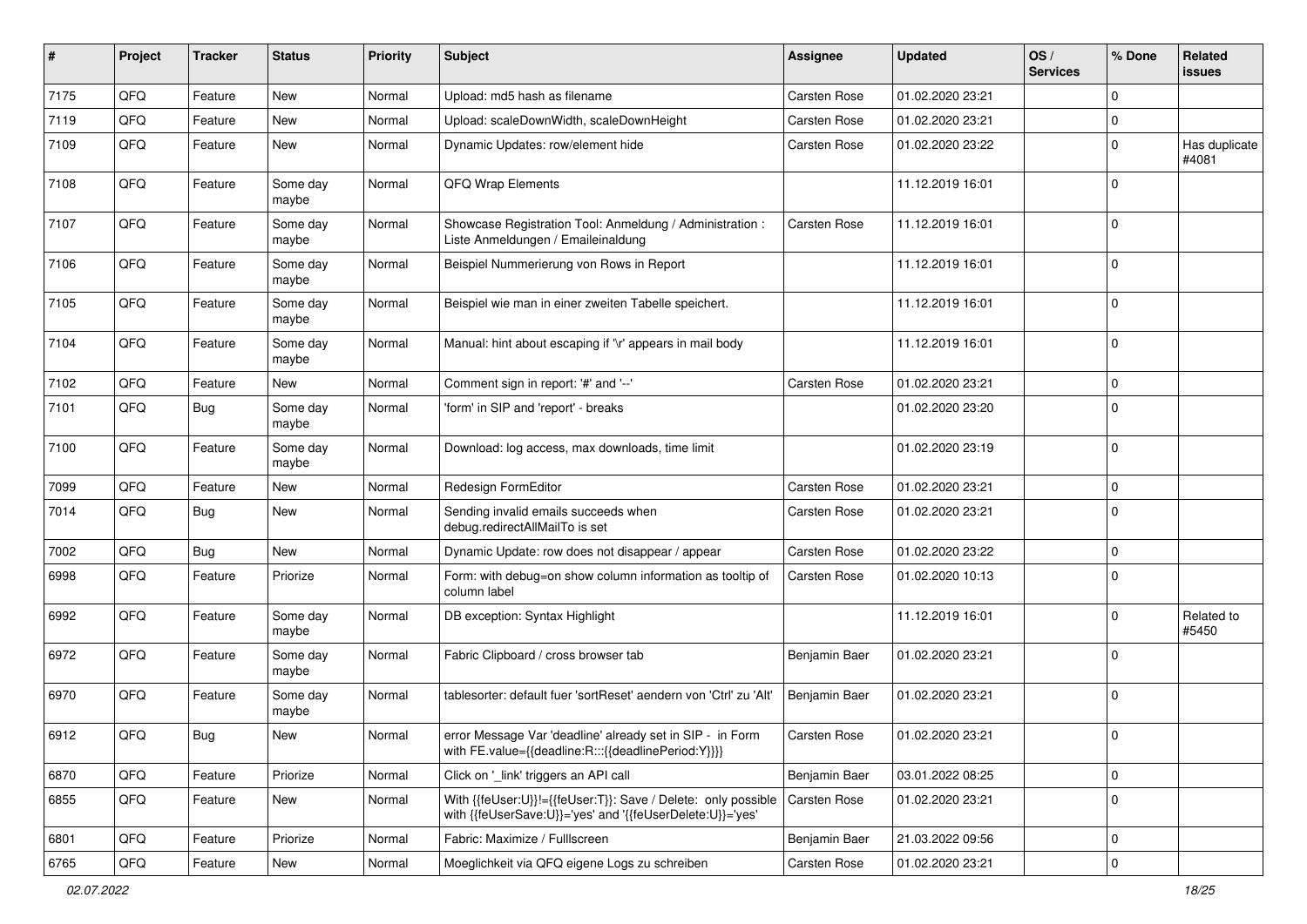| # | Project | Tracker | Status | Priority | Subject | Assignee | Updated | OS / Services | % Done | Related issues |
|---|---|---|---|---|---|---|---|---|---|---|
| 7175 | QFQ | Feature | New | Normal | Upload: md5 hash as filename | Carsten Rose | 01.02.2020 23:21 | | 0 | |
| 7119 | QFQ | Feature | New | Normal | Upload: scaleDownWidth, scaleDownHeight | Carsten Rose | 01.02.2020 23:21 | | 0 | |
| 7109 | QFQ | Feature | New | Normal | Dynamic Updates: row/element hide | Carsten Rose | 01.02.2020 23:22 | | 0 | Has duplicate #4081 |
| 7108 | QFQ | Feature | Some day maybe | Normal | QFQ Wrap Elements | | 11.12.2019 16:01 | | 0 | |
| 7107 | QFQ | Feature | Some day maybe | Normal | Showcase Registration Tool: Anmeldung / Administration : Liste Anmeldungen / Emaileinaldung | Carsten Rose | 11.12.2019 16:01 | | 0 | |
| 7106 | QFQ | Feature | Some day maybe | Normal | Beispiel Nummerierung von Rows in Report | | 11.12.2019 16:01 | | 0 | |
| 7105 | QFQ | Feature | Some day maybe | Normal | Beispiel wie man in einer zweiten Tabelle speichert. | | 11.12.2019 16:01 | | 0 | |
| 7104 | QFQ | Feature | Some day maybe | Normal | Manual: hint about escaping if '\r' appears in mail body | | 11.12.2019 16:01 | | 0 | |
| 7102 | QFQ | Feature | New | Normal | Comment sign in report: '#' and '--' | Carsten Rose | 01.02.2020 23:21 | | 0 | |
| 7101 | QFQ | Bug | Some day maybe | Normal | 'form' in SIP and 'report' - breaks | | 01.02.2020 23:20 | | 0 | |
| 7100 | QFQ | Feature | Some day maybe | Normal | Download: log access, max downloads, time limit | | 01.02.2020 23:19 | | 0 | |
| 7099 | QFQ | Feature | New | Normal | Redesign FormEditor | Carsten Rose | 01.02.2020 23:21 | | 0 | |
| 7014 | QFQ | Bug | New | Normal | Sending invalid emails succeeds when debug.redirectAllMailTo is set | Carsten Rose | 01.02.2020 23:21 | | 0 | |
| 7002 | QFQ | Bug | New | Normal | Dynamic Update: row does not disappear / appear | Carsten Rose | 01.02.2020 23:22 | | 0 | |
| 6998 | QFQ | Feature | Priorize | Normal | Form: with debug=on show column information as tooltip of column label | Carsten Rose | 01.02.2020 10:13 | | 0 | |
| 6992 | QFQ | Feature | Some day maybe | Normal | DB exception: Syntax Highlight | | 11.12.2019 16:01 | | 0 | Related to #5450 |
| 6972 | QFQ | Feature | Some day maybe | Normal | Fabric Clipboard / cross browser tab | Benjamin Baer | 01.02.2020 23:21 | | 0 | |
| 6970 | QFQ | Feature | Some day maybe | Normal | tablesorter: default fuer 'sortReset' aendern von 'Ctrl' zu 'Alt' | Benjamin Baer | 01.02.2020 23:21 | | 0 | |
| 6912 | QFQ | Bug | New | Normal | error Message Var 'deadline' already set in SIP - in Form with FE.value={{deadline:R:::{{deadlinePeriod:Y}}}} | Carsten Rose | 01.02.2020 23:21 | | 0 | |
| 6870 | QFQ | Feature | Priorize | Normal | Click on '_link' triggers an API call | Benjamin Baer | 03.01.2022 08:25 | | 0 | |
| 6855 | QFQ | Feature | New | Normal | With {{feUser:U}}!={{feUser:T}}: Save / Delete: only possible with {{feUserSave:U}}='yes' and '{{feUserDelete:U}}='yes' | Carsten Rose | 01.02.2020 23:21 | | 0 | |
| 6801 | QFQ | Feature | Priorize | Normal | Fabric: Maximize / FullIscreen | Benjamin Baer | 21.03.2022 09:56 | | 0 | |
| 6765 | QFQ | Feature | New | Normal | Moeglichkeit via QFQ eigene Logs zu schreiben | Carsten Rose | 01.02.2020 23:21 | | 0 | |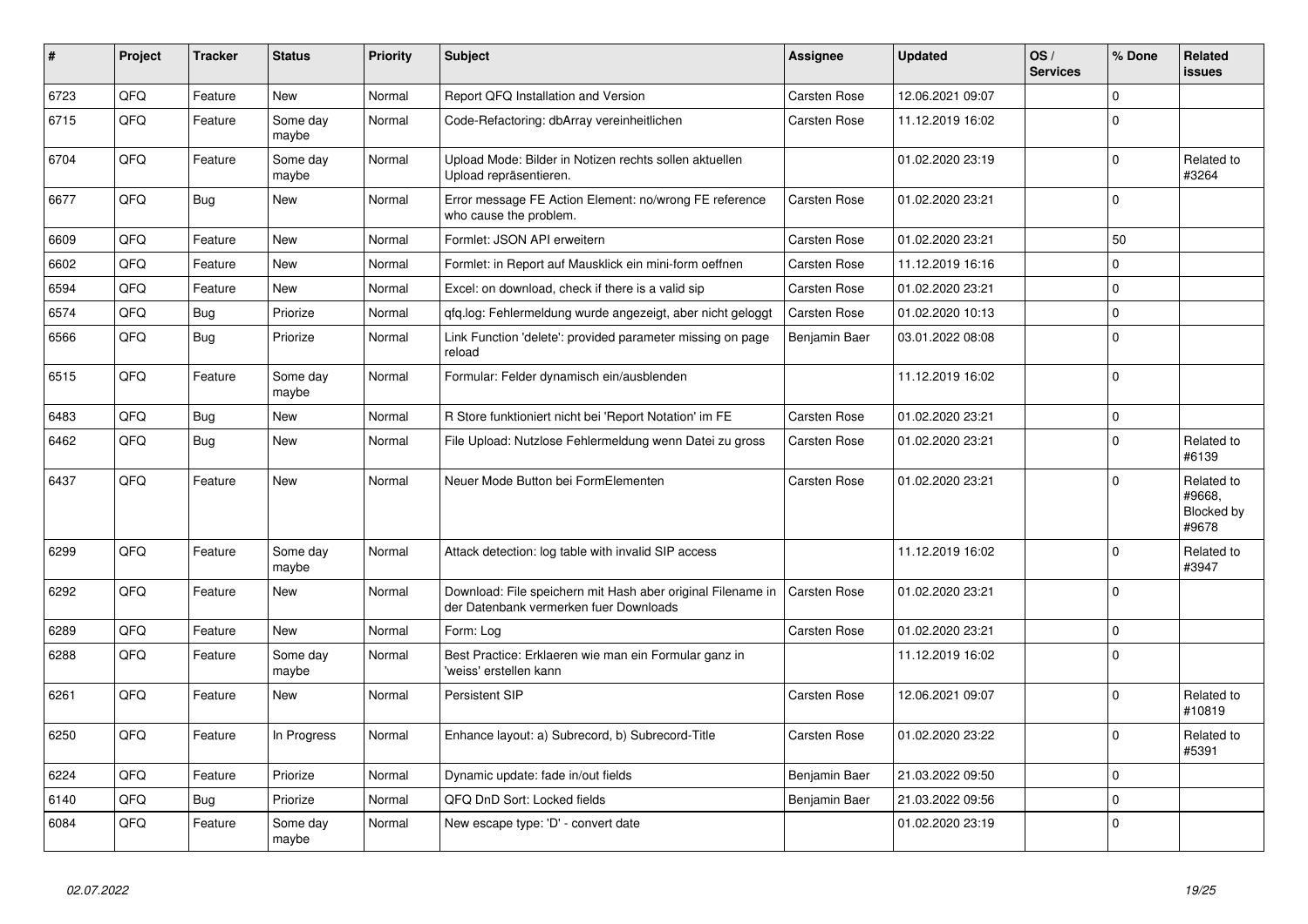| # | Project | Tracker | Status | Priority | Subject | Assignee | Updated | OS / Services | % Done | Related issues |
|---|---|---|---|---|---|---|---|---|---|---|
| 6723 | QFQ | Feature | New | Normal | Report QFQ Installation and Version | Carsten Rose | 12.06.2021 09:07 | | 0 | |
| 6715 | QFQ | Feature | Some day maybe | Normal | Code-Refactoring: dbArray vereinheitlichen | Carsten Rose | 11.12.2019 16:02 | | 0 | |
| 6704 | QFQ | Feature | Some day maybe | Normal | Upload Mode: Bilder in Notizen rechts sollen aktuellen Upload repräsentieren. | | 01.02.2020 23:19 | | 0 | Related to #3264 |
| 6677 | QFQ | Bug | New | Normal | Error message FE Action Element: no/wrong FE reference who cause the problem. | Carsten Rose | 01.02.2020 23:21 | | 0 | |
| 6609 | QFQ | Feature | New | Normal | Formlet: JSON API erweitern | Carsten Rose | 01.02.2020 23:21 | | 50 | |
| 6602 | QFQ | Feature | New | Normal | Formlet: in Report auf Mausklick ein mini-form oeffnen | Carsten Rose | 11.12.2019 16:16 | | 0 | |
| 6594 | QFQ | Feature | New | Normal | Excel: on download, check if there is a valid sip | Carsten Rose | 01.02.2020 23:21 | | 0 | |
| 6574 | QFQ | Bug | Priorize | Normal | qfq.log: Fehlermeldung wurde angezeigt, aber nicht geloggt | Carsten Rose | 01.02.2020 10:13 | | 0 | |
| 6566 | QFQ | Bug | Priorize | Normal | Link Function 'delete': provided parameter missing on page reload | Benjamin Baer | 03.01.2022 08:08 | | 0 | |
| 6515 | QFQ | Feature | Some day maybe | Normal | Formular: Felder dynamisch ein/ausblenden | | 11.12.2019 16:02 | | 0 | |
| 6483 | QFQ | Bug | New | Normal | R Store funktioniert nicht bei 'Report Notation' im FE | Carsten Rose | 01.02.2020 23:21 | | 0 | |
| 6462 | QFQ | Bug | New | Normal | File Upload: Nutzlose Fehlermeldung wenn Datei zu gross | Carsten Rose | 01.02.2020 23:21 | | 0 | Related to #6139 |
| 6437 | QFQ | Feature | New | Normal | Neuer Mode Button bei FormElementen | Carsten Rose | 01.02.2020 23:21 | | 0 | Related to #9668, Blocked by #9678 |
| 6299 | QFQ | Feature | Some day maybe | Normal | Attack detection: log table with invalid SIP access | | 11.12.2019 16:02 | | 0 | Related to #3947 |
| 6292 | QFQ | Feature | New | Normal | Download: File speichern mit Hash aber original Filename in der Datenbank vermerken fuer Downloads | Carsten Rose | 01.02.2020 23:21 | | 0 | |
| 6289 | QFQ | Feature | New | Normal | Form: Log | Carsten Rose | 01.02.2020 23:21 | | 0 | |
| 6288 | QFQ | Feature | Some day maybe | Normal | Best Practice: Erklaeren wie man ein Formular ganz in 'weiss' erstellen kann | | 11.12.2019 16:02 | | 0 | |
| 6261 | QFQ | Feature | New | Normal | Persistent SIP | Carsten Rose | 12.06.2021 09:07 | | 0 | Related to #10819 |
| 6250 | QFQ | Feature | In Progress | Normal | Enhance layout: a) Subrecord, b) Subrecord-Title | Carsten Rose | 01.02.2020 23:22 | | 0 | Related to #5391 |
| 6224 | QFQ | Feature | Priorize | Normal | Dynamic update: fade in/out fields | Benjamin Baer | 21.03.2022 09:50 | | 0 | |
| 6140 | QFQ | Bug | Priorize | Normal | QFQ DnD Sort: Locked fields | Benjamin Baer | 21.03.2022 09:56 | | 0 | |
| 6084 | QFQ | Feature | Some day maybe | Normal | New escape type: 'D' - convert date | | 01.02.2020 23:19 | | 0 | |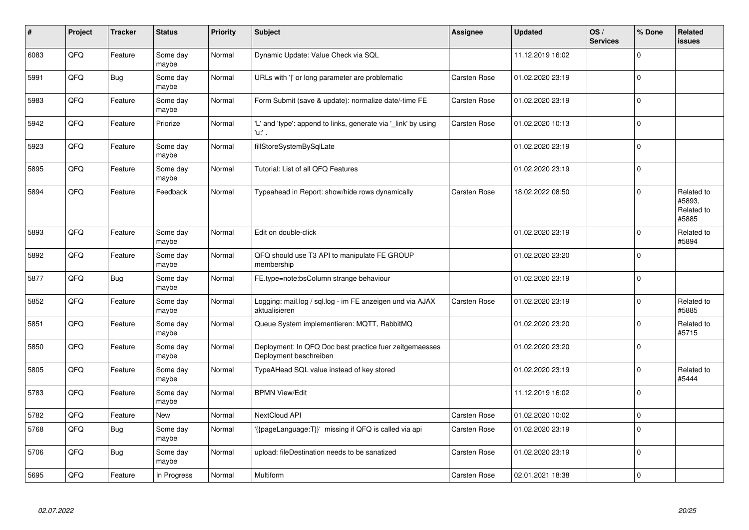| # | Project | Tracker | Status | Priority | Subject | Assignee | Updated | OS / Services | % Done | Related issues |
|---|---|---|---|---|---|---|---|---|---|---|
| 6083 | QFQ | Feature | Some day maybe | Normal | Dynamic Update: Value Check via SQL | | 11.12.2019 16:02 | | 0 | |
| 5991 | QFQ | Bug | Some day maybe | Normal | URLs with '|' or long parameter are problematic | Carsten Rose | 01.02.2020 23:19 | | 0 | |
| 5983 | QFQ | Feature | Some day maybe | Normal | Form Submit (save & update): normalize date/-time FE | Carsten Rose | 01.02.2020 23:19 | | 0 | |
| 5942 | QFQ | Feature | Priorize | Normal | 'L' and 'type': append to links, generate via '_link' by using 'u:' . | Carsten Rose | 01.02.2020 10:13 | | 0 | |
| 5923 | QFQ | Feature | Some day maybe | Normal | fillStoreSystemBySqlLate | | 01.02.2020 23:19 | | 0 | |
| 5895 | QFQ | Feature | Some day maybe | Normal | Tutorial: List of all QFQ Features | | 01.02.2020 23:19 | | 0 | |
| 5894 | QFQ | Feature | Feedback | Normal | Typeahead in Report: show/hide rows dynamically | Carsten Rose | 18.02.2022 08:50 | | 0 | Related to #5893, Related to #5885 |
| 5893 | QFQ | Feature | Some day maybe | Normal | Edit on double-click | | 01.02.2020 23:19 | | 0 | Related to #5894 |
| 5892 | QFQ | Feature | Some day maybe | Normal | QFQ should use T3 API to manipulate FE GROUP membership | | 01.02.2020 23:20 | | 0 | |
| 5877 | QFQ | Bug | Some day maybe | Normal | FE.type=note:bsColumn strange behaviour | | 01.02.2020 23:19 | | 0 | |
| 5852 | QFQ | Feature | Some day maybe | Normal | Logging: mail.log / sql.log - im FE anzeigen und via AJAX aktualisieren | Carsten Rose | 01.02.2020 23:19 | | 0 | Related to #5885 |
| 5851 | QFQ | Feature | Some day maybe | Normal | Queue System implementieren: MQTT, RabbitMQ | | 01.02.2020 23:20 | | 0 | Related to #5715 |
| 5850 | QFQ | Feature | Some day maybe | Normal | Deployment: In QFQ Doc best practice fuer zeitgemaesses Deployment beschreiben | | 01.02.2020 23:20 | | 0 | |
| 5805 | QFQ | Feature | Some day maybe | Normal | TypeAHead SQL value instead of key stored | | 01.02.2020 23:19 | | 0 | Related to #5444 |
| 5783 | QFQ | Feature | Some day maybe | Normal | BPMN View/Edit | | 11.12.2019 16:02 | | 0 | |
| 5782 | QFQ | Feature | New | Normal | NextCloud API | Carsten Rose | 01.02.2020 10:02 | | 0 | |
| 5768 | QFQ | Bug | Some day maybe | Normal | '{{pageLanguage:T}}' missing if QFQ is called via api | Carsten Rose | 01.02.2020 23:19 | | 0 | |
| 5706 | QFQ | Bug | Some day maybe | Normal | upload: fileDestination needs to be sanatized | Carsten Rose | 01.02.2020 23:19 | | 0 | |
| 5695 | QFQ | Feature | In Progress | Normal | Multiform | Carsten Rose | 02.01.2021 18:38 | | 0 | |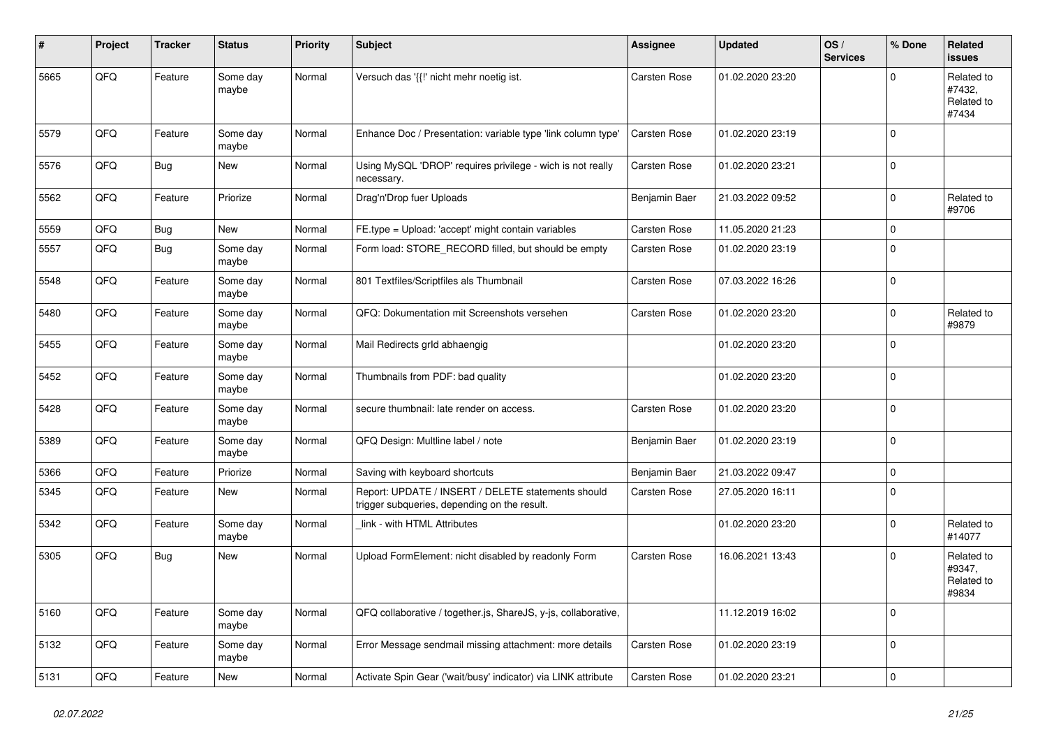| # | Project | Tracker | Status | Priority | Subject | Assignee | Updated | OS / Services | % Done | Related issues |
|---|---|---|---|---|---|---|---|---|---|---|
| 5665 | QFQ | Feature | Some day maybe | Normal | Versuch das '{{!' nicht mehr noetig ist. | Carsten Rose | 01.02.2020 23:20 | | 0 | Related to #7432, Related to #7434 |
| 5579 | QFQ | Feature | Some day maybe | Normal | Enhance Doc / Presentation: variable type 'link column type' | Carsten Rose | 01.02.2020 23:19 | | 0 | |
| 5576 | QFQ | Bug | New | Normal | Using MySQL 'DROP' requires privilege - wich is not really necessary. | Carsten Rose | 01.02.2020 23:21 | | 0 | |
| 5562 | QFQ | Feature | Priorize | Normal | Drag'n'Drop fuer Uploads | Benjamin Baer | 21.03.2022 09:52 | | 0 | Related to #9706 |
| 5559 | QFQ | Bug | New | Normal | FE.type = Upload: 'accept' might contain variables | Carsten Rose | 11.05.2020 21:23 | | 0 | |
| 5557 | QFQ | Bug | Some day maybe | Normal | Form load: STORE_RECORD filled, but should be empty | Carsten Rose | 01.02.2020 23:19 | | 0 | |
| 5548 | QFQ | Feature | Some day maybe | Normal | 801 Textfiles/Scriptfiles als Thumbnail | Carsten Rose | 07.03.2022 16:26 | | 0 | |
| 5480 | QFQ | Feature | Some day maybe | Normal | QFQ: Dokumentation mit Screenshots versehen | Carsten Rose | 01.02.2020 23:20 | | 0 | Related to #9879 |
| 5455 | QFQ | Feature | Some day maybe | Normal | Mail Redirects grId abhaengig | | 01.02.2020 23:20 | | 0 | |
| 5452 | QFQ | Feature | Some day maybe | Normal | Thumbnails from PDF: bad quality | | 01.02.2020 23:20 | | 0 | |
| 5428 | QFQ | Feature | Some day maybe | Normal | secure thumbnail: late render on access. | Carsten Rose | 01.02.2020 23:20 | | 0 | |
| 5389 | QFQ | Feature | Some day maybe | Normal | QFQ Design: Multline label / note | Benjamin Baer | 01.02.2020 23:19 | | 0 | |
| 5366 | QFQ | Feature | Priorize | Normal | Saving with keyboard shortcuts | Benjamin Baer | 21.03.2022 09:47 | | 0 | |
| 5345 | QFQ | Feature | New | Normal | Report: UPDATE / INSERT / DELETE statements should trigger subqueries, depending on the result. | Carsten Rose | 27.05.2020 16:11 | | 0 | |
| 5342 | QFQ | Feature | Some day maybe | Normal | _link - with HTML Attributes | | 01.02.2020 23:20 | | 0 | Related to #14077 |
| 5305 | QFQ | Bug | New | Normal | Upload FormElement: nicht disabled by readonly Form | Carsten Rose | 16.06.2021 13:43 | | 0 | Related to #9347, Related to #9834 |
| 5160 | QFQ | Feature | Some day maybe | Normal | QFQ collaborative / together.js, ShareJS, y-js, collaborative, | | 11.12.2019 16:02 | | 0 | |
| 5132 | QFQ | Feature | Some day maybe | Normal | Error Message sendmail missing attachment: more details | Carsten Rose | 01.02.2020 23:19 | | 0 | |
| 5131 | QFQ | Feature | New | Normal | Activate Spin Gear ('wait/busy' indicator) via LINK attribute | Carsten Rose | 01.02.2020 23:21 | | 0 | |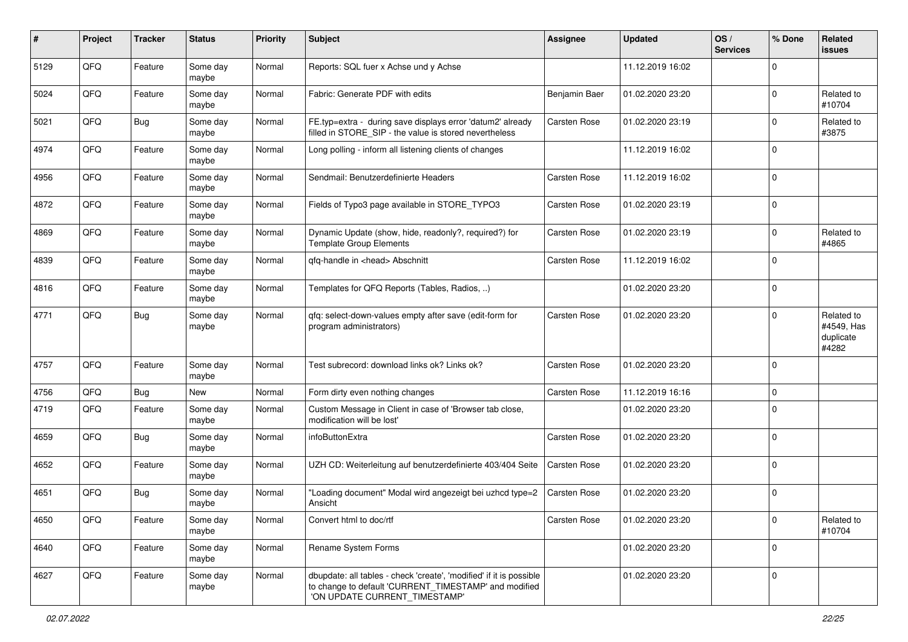| # | Project | Tracker | Status | Priority | Subject | Assignee | Updated | OS / Services | % Done | Related issues |
|---|---|---|---|---|---|---|---|---|---|---|
| 5129 | QFQ | Feature | Some day maybe | Normal | Reports: SQL fuer x Achse und y Achse | | 11.12.2019 16:02 | | 0 | |
| 5024 | QFQ | Feature | Some day maybe | Normal | Fabric: Generate PDF with edits | Benjamin Baer | 01.02.2020 23:20 | | 0 | Related to #10704 |
| 5021 | QFQ | Bug | Some day maybe | Normal | FE.typ=extra - during save displays error 'datum2' already filled in STORE_SIP - the value is stored nevertheless | Carsten Rose | 01.02.2020 23:19 | | 0 | Related to #3875 |
| 4974 | QFQ | Feature | Some day maybe | Normal | Long polling - inform all listening clients of changes | | 11.12.2019 16:02 | | 0 | |
| 4956 | QFQ | Feature | Some day maybe | Normal | Sendmail: Benutzerdefinierte Headers | Carsten Rose | 11.12.2019 16:02 | | 0 | |
| 4872 | QFQ | Feature | Some day maybe | Normal | Fields of Typo3 page available in STORE_TYPO3 | Carsten Rose | 01.02.2020 23:19 | | 0 | |
| 4869 | QFQ | Feature | Some day maybe | Normal | Dynamic Update (show, hide, readonly?, required?) for Template Group Elements | Carsten Rose | 01.02.2020 23:19 | | 0 | Related to #4865 |
| 4839 | QFQ | Feature | Some day maybe | Normal | qfq-handle in <head> Abschnitt | Carsten Rose | 11.12.2019 16:02 | | 0 | |
| 4816 | QFQ | Feature | Some day maybe | Normal | Templates for QFQ Reports (Tables, Radios, ..) | | 01.02.2020 23:20 | | 0 | |
| 4771 | QFQ | Bug | Some day maybe | Normal | qfq: select-down-values empty after save (edit-form for program administrators) | Carsten Rose | 01.02.2020 23:20 | | 0 | Related to #4549, Has duplicate #4282 |
| 4757 | QFQ | Feature | Some day maybe | Normal | Test subrecord: download links ok? Links ok? | Carsten Rose | 01.02.2020 23:20 | | 0 | |
| 4756 | QFQ | Bug | New | Normal | Form dirty even nothing changes | Carsten Rose | 11.12.2019 16:16 | | 0 | |
| 4719 | QFQ | Feature | Some day maybe | Normal | Custom Message in Client in case of 'Browser tab close, modification will be lost' | | 01.02.2020 23:20 | | 0 | |
| 4659 | QFQ | Bug | Some day maybe | Normal | infoButtonExtra | Carsten Rose | 01.02.2020 23:20 | | 0 | |
| 4652 | QFQ | Feature | Some day maybe | Normal | UZH CD: Weiterleitung auf benutzerdefinierte 403/404 Seite | Carsten Rose | 01.02.2020 23:20 | | 0 | |
| 4651 | QFQ | Bug | Some day maybe | Normal | "Loading document" Modal wird angezeigt bei uzhcd type=2 Ansicht | Carsten Rose | 01.02.2020 23:20 | | 0 | |
| 4650 | QFQ | Feature | Some day maybe | Normal | Convert html to doc/rtf | Carsten Rose | 01.02.2020 23:20 | | 0 | Related to #10704 |
| 4640 | QFQ | Feature | Some day maybe | Normal | Rename System Forms | | 01.02.2020 23:20 | | 0 | |
| 4627 | QFQ | Feature | Some day maybe | Normal | dbupdate: all tables - check 'create', 'modified' if it is possible to change to default 'CURRENT_TIMESTAMP' and modified 'ON UPDATE CURRENT_TIMESTAMP' | | 01.02.2020 23:20 | | 0 | |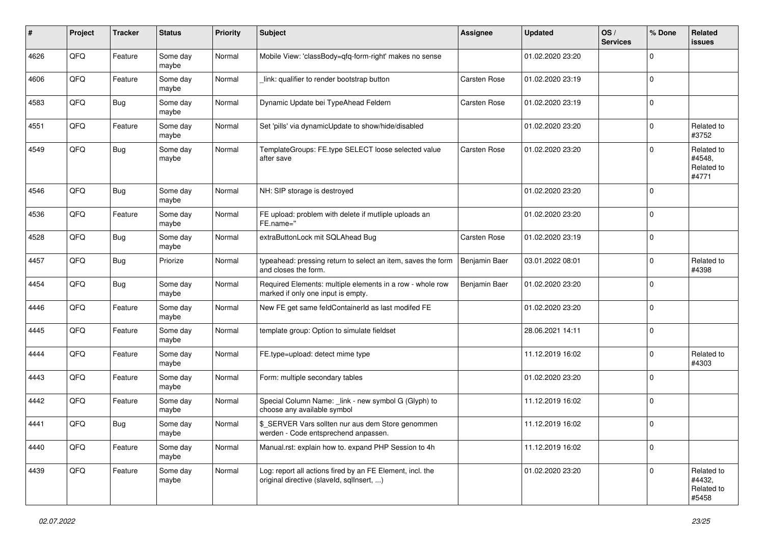| # | Project | Tracker | Status | Priority | Subject | Assignee | Updated | OS / Services | % Done | Related issues |
|---|---|---|---|---|---|---|---|---|---|---|
| 4626 | QFQ | Feature | Some day maybe | Normal | Mobile View: 'classBody=qfq-form-right' makes no sense | | 01.02.2020 23:20 | | 0 | |
| 4606 | QFQ | Feature | Some day maybe | Normal | _link: qualifier to render bootstrap button | Carsten Rose | 01.02.2020 23:19 | | 0 | |
| 4583 | QFQ | Bug | Some day maybe | Normal | Dynamic Update bei TypeAhead Feldern | Carsten Rose | 01.02.2020 23:19 | | 0 | |
| 4551 | QFQ | Feature | Some day maybe | Normal | Set 'pills' via dynamicUpdate to show/hide/disabled | | 01.02.2020 23:20 | | 0 | Related to #3752 |
| 4549 | QFQ | Bug | Some day maybe | Normal | TemplateGroups: FE.type SELECT loose selected value after save | Carsten Rose | 01.02.2020 23:20 | | 0 | Related to #4548, Related to #4771 |
| 4546 | QFQ | Bug | Some day maybe | Normal | NH: SIP storage is destroyed | | 01.02.2020 23:20 | | 0 | |
| 4536 | QFQ | Feature | Some day maybe | Normal | FE upload: problem with delete if mutliple uploads an FE.name='' | | 01.02.2020 23:20 | | 0 | |
| 4528 | QFQ | Bug | Some day maybe | Normal | extraButtonLock mit SQLAhead Bug | Carsten Rose | 01.02.2020 23:19 | | 0 | |
| 4457 | QFQ | Bug | Priorize | Normal | typeahead: pressing return to select an item, saves the form and closes the form. | Benjamin Baer | 03.01.2022 08:01 | | 0 | Related to #4398 |
| 4454 | QFQ | Bug | Some day maybe | Normal | Required Elements: multiple elements in a row - whole row marked if only one input is empty. | Benjamin Baer | 01.02.2020 23:20 | | 0 | |
| 4446 | QFQ | Feature | Some day maybe | Normal | New FE get same feldContainerId as last modifed FE | | 01.02.2020 23:20 | | 0 | |
| 4445 | QFQ | Feature | Some day maybe | Normal | template group: Option to simulate fieldset | | 28.06.2021 14:11 | | 0 | |
| 4444 | QFQ | Feature | Some day maybe | Normal | FE.type=upload: detect mime type | | 11.12.2019 16:02 | | 0 | Related to #4303 |
| 4443 | QFQ | Feature | Some day maybe | Normal | Form: multiple secondary tables | | 01.02.2020 23:20 | | 0 | |
| 4442 | QFQ | Feature | Some day maybe | Normal | Special Column Name: _link - new symbol G (Glyph) to choose any available symbol | | 11.12.2019 16:02 | | 0 | |
| 4441 | QFQ | Bug | Some day maybe | Normal | $_SERVER Vars sollten nur aus dem Store genommen werden - Code entsprechend anpassen. | | 11.12.2019 16:02 | | 0 | |
| 4440 | QFQ | Feature | Some day maybe | Normal | Manual.rst: explain how to. expand PHP Session to 4h | | 11.12.2019 16:02 | | 0 | |
| 4439 | QFQ | Feature | Some day maybe | Normal | Log: report all actions fired by an FE Element, incl. the original directive (slaveId, sqlInsert, ...) | | 01.02.2020 23:20 | | 0 | Related to #4432, Related to #5458 |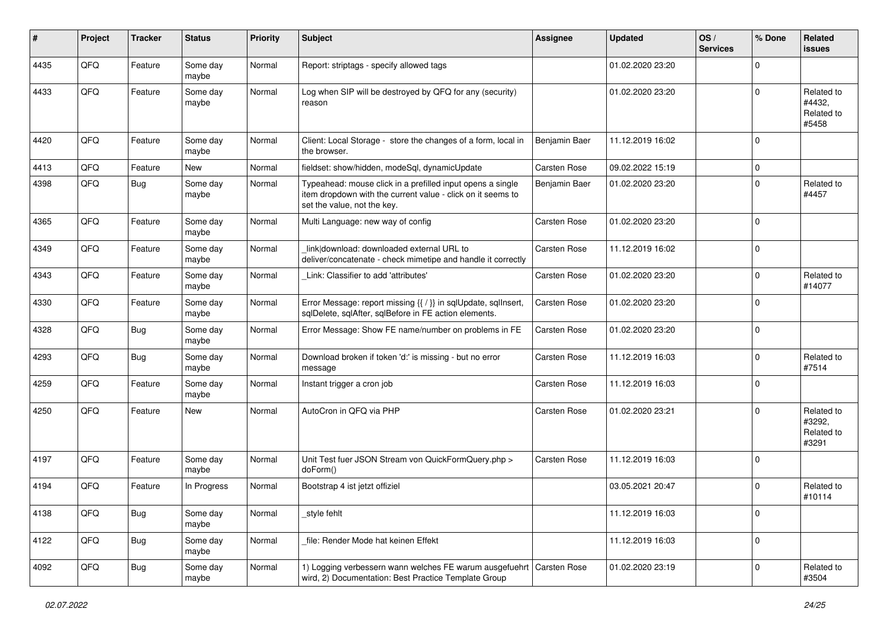| # | Project | Tracker | Status | Priority | Subject | Assignee | Updated | OS / Services | % Done | Related issues |
|---|---|---|---|---|---|---|---|---|---|---|
| 4435 | QFQ | Feature | Some day maybe | Normal | Report: striptags - specify allowed tags | | 01.02.2020 23:20 | | 0 | |
| 4433 | QFQ | Feature | Some day maybe | Normal | Log when SIP will be destroyed by QFQ for any (security) reason | | 01.02.2020 23:20 | | 0 | Related to #4432, Related to #5458 |
| 4420 | QFQ | Feature | Some day maybe | Normal | Client: Local Storage - store the changes of a form, local in the browser. | Benjamin Baer | 11.12.2019 16:02 | | 0 | |
| 4413 | QFQ | Feature | New | Normal | fieldset: show/hidden, modeSql, dynamicUpdate | Carsten Rose | 09.02.2022 15:19 | | 0 | |
| 4398 | QFQ | Bug | Some day maybe | Normal | Typeahead: mouse click in a prefilled input opens a single item dropdown with the current value - click on it seems to set the value, not the key. | Benjamin Baer | 01.02.2020 23:20 | | 0 | Related to #4457 |
| 4365 | QFQ | Feature | Some day maybe | Normal | Multi Language: new way of config | Carsten Rose | 01.02.2020 23:20 | | 0 | |
| 4349 | QFQ | Feature | Some day maybe | Normal | _link\|download: downloaded external URL to deliver/concatenate - check mimetipe and handle it correctly | Carsten Rose | 11.12.2019 16:02 | | 0 | |
| 4343 | QFQ | Feature | Some day maybe | Normal | _Link: Classifier to add 'attributes' | Carsten Rose | 01.02.2020 23:20 | | 0 | Related to #14077 |
| 4330 | QFQ | Feature | Some day maybe | Normal | Error Message: report missing {{ / }} in sqlUpdate, sqlInsert, sqlDelete, sqlAfter, sqlBefore in FE action elements. | Carsten Rose | 01.02.2020 23:20 | | 0 | |
| 4328 | QFQ | Bug | Some day maybe | Normal | Error Message: Show FE name/number on problems in FE | Carsten Rose | 01.02.2020 23:20 | | 0 | |
| 4293 | QFQ | Bug | Some day maybe | Normal | Download broken if token 'd:' is missing - but no error message | Carsten Rose | 11.12.2019 16:03 | | 0 | Related to #7514 |
| 4259 | QFQ | Feature | Some day maybe | Normal | Instant trigger a cron job | Carsten Rose | 11.12.2019 16:03 | | 0 | |
| 4250 | QFQ | Feature | New | Normal | AutoCron in QFQ via PHP | Carsten Rose | 01.02.2020 23:21 | | 0 | Related to #3292, Related to #3291 |
| 4197 | QFQ | Feature | Some day maybe | Normal | Unit Test fuer JSON Stream von QuickFormQuery.php > doForm() | Carsten Rose | 11.12.2019 16:03 | | 0 | |
| 4194 | QFQ | Feature | In Progress | Normal | Bootstrap 4 ist jetzt offiziel | | 03.05.2021 20:47 | | 0 | Related to #10114 |
| 4138 | QFQ | Bug | Some day maybe | Normal | _style fehlt | | 11.12.2019 16:03 | | 0 | |
| 4122 | QFQ | Bug | Some day maybe | Normal | _file: Render Mode hat keinen Effekt | | 11.12.2019 16:03 | | 0 | |
| 4092 | QFQ | Bug | Some day maybe | Normal | 1) Logging verbessern wann welches FE warum ausgefuehrt wird, 2) Documentation: Best Practice Template Group | Carsten Rose | 01.02.2020 23:19 | | 0 | Related to #3504 |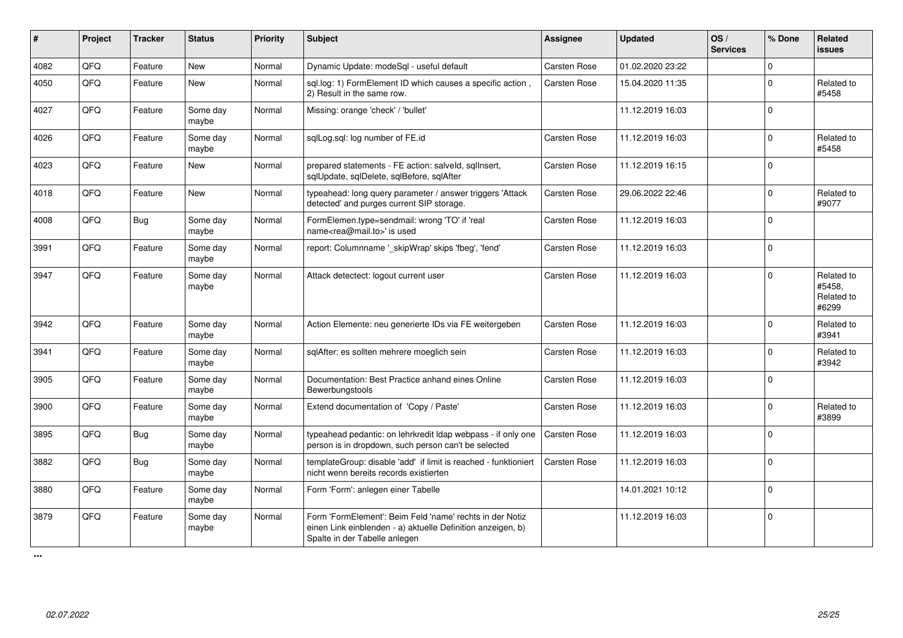| # | Project | Tracker | Status | Priority | Subject | Assignee | Updated | OS / Services | % Done | Related issues |
|---|---|---|---|---|---|---|---|---|---|---|
| 4082 | QFQ | Feature | New | Normal | Dynamic Update: modeSql - useful default | Carsten Rose | 01.02.2020 23:22 | | 0 | |
| 4050 | QFQ | Feature | New | Normal | sql.log: 1) FormElement ID which causes a specific action , 2) Result in the same row. | Carsten Rose | 15.04.2020 11:35 | | 0 | Related to #5458 |
| 4027 | QFQ | Feature | Some day maybe | Normal | Missing: orange 'check' / 'bullet' | | 11.12.2019 16:03 | | 0 | |
| 4026 | QFQ | Feature | Some day maybe | Normal | sqlLog.sql: log number of FE.id | Carsten Rose | 11.12.2019 16:03 | | 0 | Related to #5458 |
| 4023 | QFQ | Feature | New | Normal | prepared statements - FE action: salveld, sqlInsert, sqlUpdate, sqlDelete, sqlBefore, sqlAfter | Carsten Rose | 11.12.2019 16:15 | | 0 | |
| 4018 | QFQ | Feature | New | Normal | typeahead: long query parameter / answer triggers 'Attack detected' and purges current SIP storage. | Carsten Rose | 29.06.2022 22:46 | | 0 | Related to #9077 |
| 4008 | QFQ | Bug | Some day maybe | Normal | FormElemen.type=sendmail: wrong 'TO' if 'real name<rea@mail.to>' is used | Carsten Rose | 11.12.2019 16:03 | | 0 | |
| 3991 | QFQ | Feature | Some day maybe | Normal | report: Columnname '_skipWrap' skips 'fbeg', 'fend' | Carsten Rose | 11.12.2019 16:03 | | 0 | |
| 3947 | QFQ | Feature | Some day maybe | Normal | Attack detectect: logout current user | Carsten Rose | 11.12.2019 16:03 | | 0 | Related to #5458, Related to #6299 |
| 3942 | QFQ | Feature | Some day maybe | Normal | Action Elemente: neu generierte IDs via FE weitergeben | Carsten Rose | 11.12.2019 16:03 | | 0 | Related to #3941 |
| 3941 | QFQ | Feature | Some day maybe | Normal | sqlAfter: es sollten mehrere moeglich sein | Carsten Rose | 11.12.2019 16:03 | | 0 | Related to #3942 |
| 3905 | QFQ | Feature | Some day maybe | Normal | Documentation: Best Practice anhand eines Online Bewerbungstools | Carsten Rose | 11.12.2019 16:03 | | 0 | |
| 3900 | QFQ | Feature | Some day maybe | Normal | Extend documentation of 'Copy / Paste' | Carsten Rose | 11.12.2019 16:03 | | 0 | Related to #3899 |
| 3895 | QFQ | Bug | Some day maybe | Normal | typeahead pedantic: on lehrkredit ldap webpass - if only one person is in dropdown, such person can't be selected | Carsten Rose | 11.12.2019 16:03 | | 0 | |
| 3882 | QFQ | Bug | Some day maybe | Normal | templateGroup: disable 'add' if limit is reached - funktioniert nicht wenn bereits records existierten | Carsten Rose | 11.12.2019 16:03 | | 0 | |
| 3880 | QFQ | Feature | Some day maybe | Normal | Form 'Form': anlegen einer Tabelle | | 14.01.2021 10:12 | | 0 | |
| 3879 | QFQ | Feature | Some day maybe | Normal | Form 'FormElement': Beim Feld 'name' rechts in der Notiz einen Link einblenden - a) aktuelle Definition anzeigen, b) Spalte in der Tabelle anlegen | | 11.12.2019 16:03 | | 0 | |

...